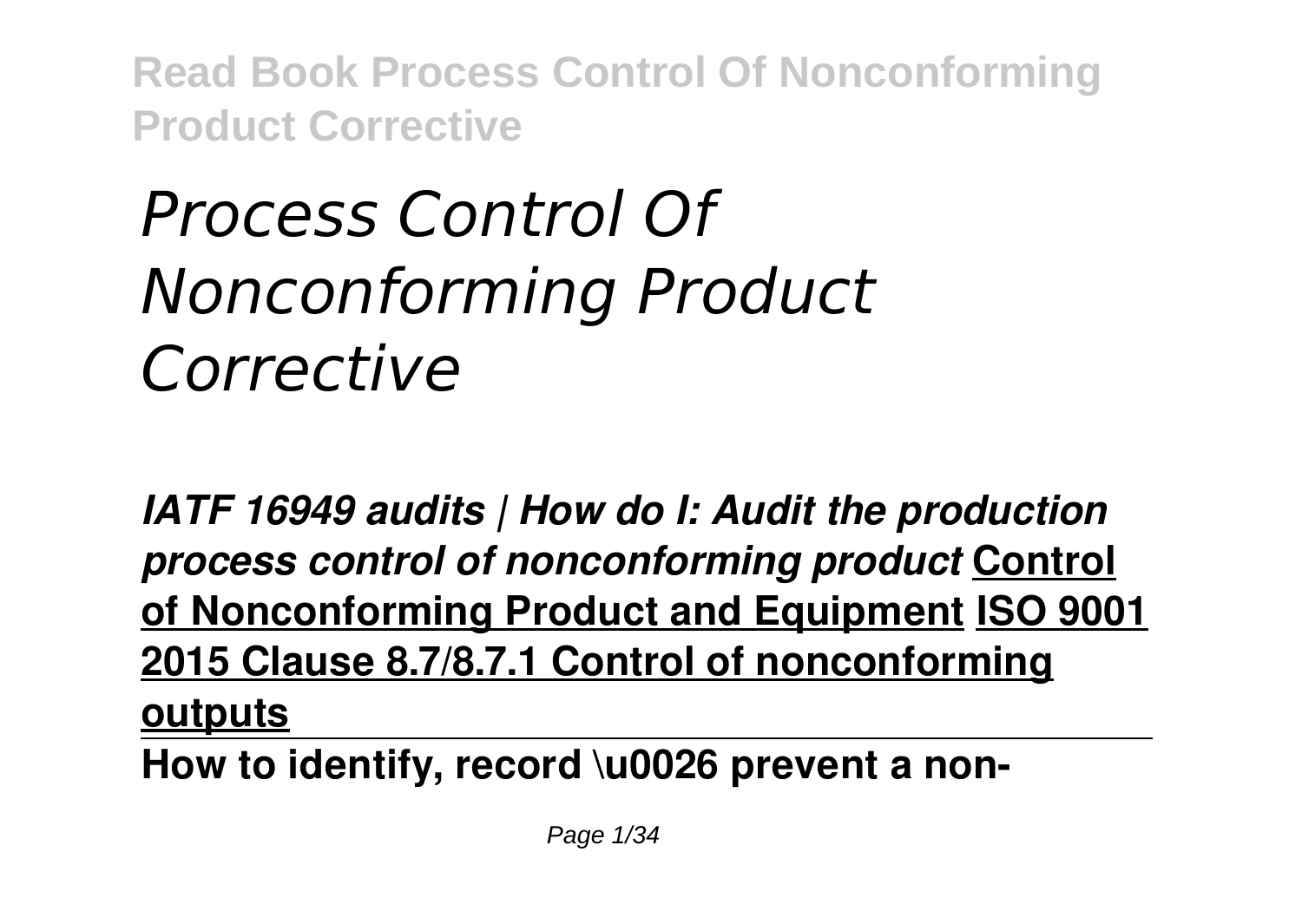# *Process Control Of Nonconforming Product Corrective*

***IATF 16949 audits | How do I: Audit the production process control of nonconforming product*** **Control of Nonconforming Product and Equipment** **ISO 9001 2015 Clause 8.7/8.7.1 Control of nonconforming outputs**

**How to identify, record \u0026 prevent a non-**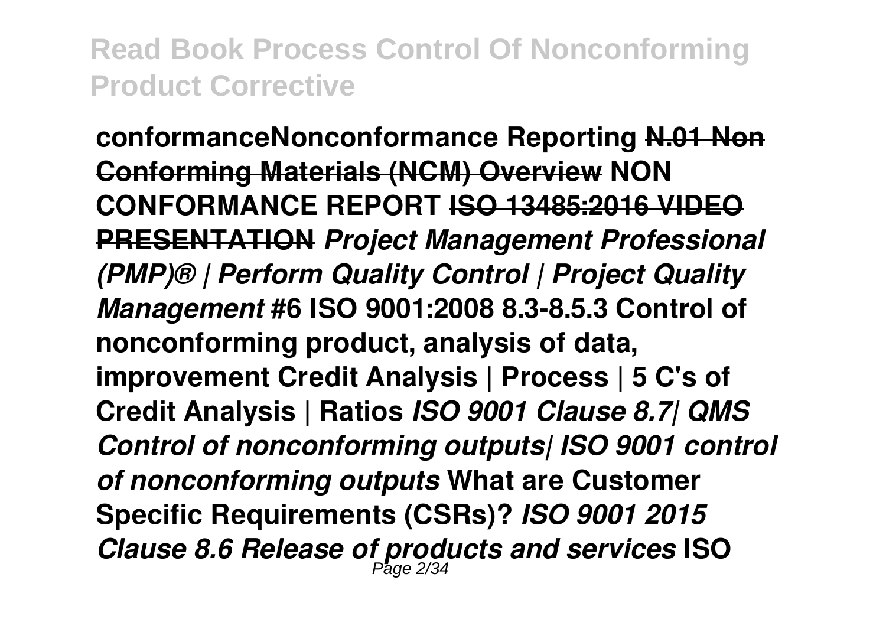**conformanceNonconformance Reporting ~~N.01 Non Conforming Materials (NCM) Overview~~ NON CONFORMANCE REPORT ~~ISO 13485:2016 VIDEO PRESENTATION~~** ***Project Management Professional (PMP)® | Perform Quality Control | Project Quality Management*** **#6 ISO 9001:2008 8.3-8.5.3 Control of nonconforming product, analysis of data, improvement Credit Analysis | Process | 5 C's of Credit Analysis | Ratios** ***ISO 9001 Clause 8.7| QMS Control of nonconforming outputs| ISO 9001 control of nonconforming outputs*** **What are Customer Specific Requirements (CSRs)?** ***ISO 9001 2015 Clause 8.6 Release of products and services*** **ISO**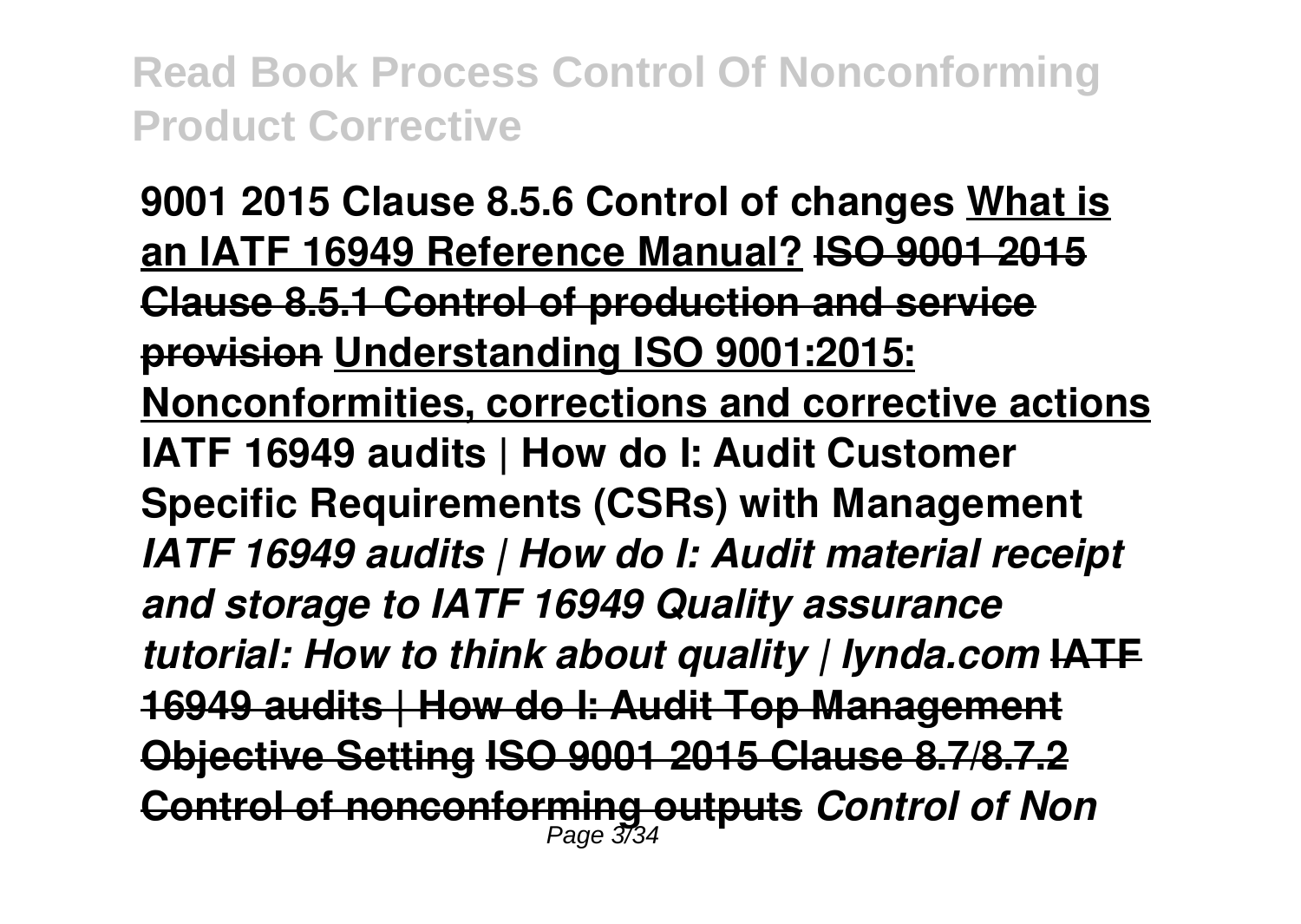**9001 2015 Clause 8.5.6 Control of changes** **What is an IATF 16949 Reference Manual?** ~~**ISO 9001 2015 Clause 8.5.1 Control of production and service provision**~~ **Understanding ISO 9001:2015: Nonconformities, corrections and corrective actions** **IATF 16949 audits | How do I: Audit Customer Specific Requirements (CSRs) with Management** ***IATF 16949 audits | How do I: Audit material receipt and storage to IATF 16949 Quality assurance tutorial: How to think about quality | lynda.com*** ~~**IATF 16949 audits | How do I: Audit Top Management Objective Setting**~~ ~~**ISO 9001 2015 Clause 8.7/8.7.2 Control of nonconforming outputs**~~ ***Control of Non***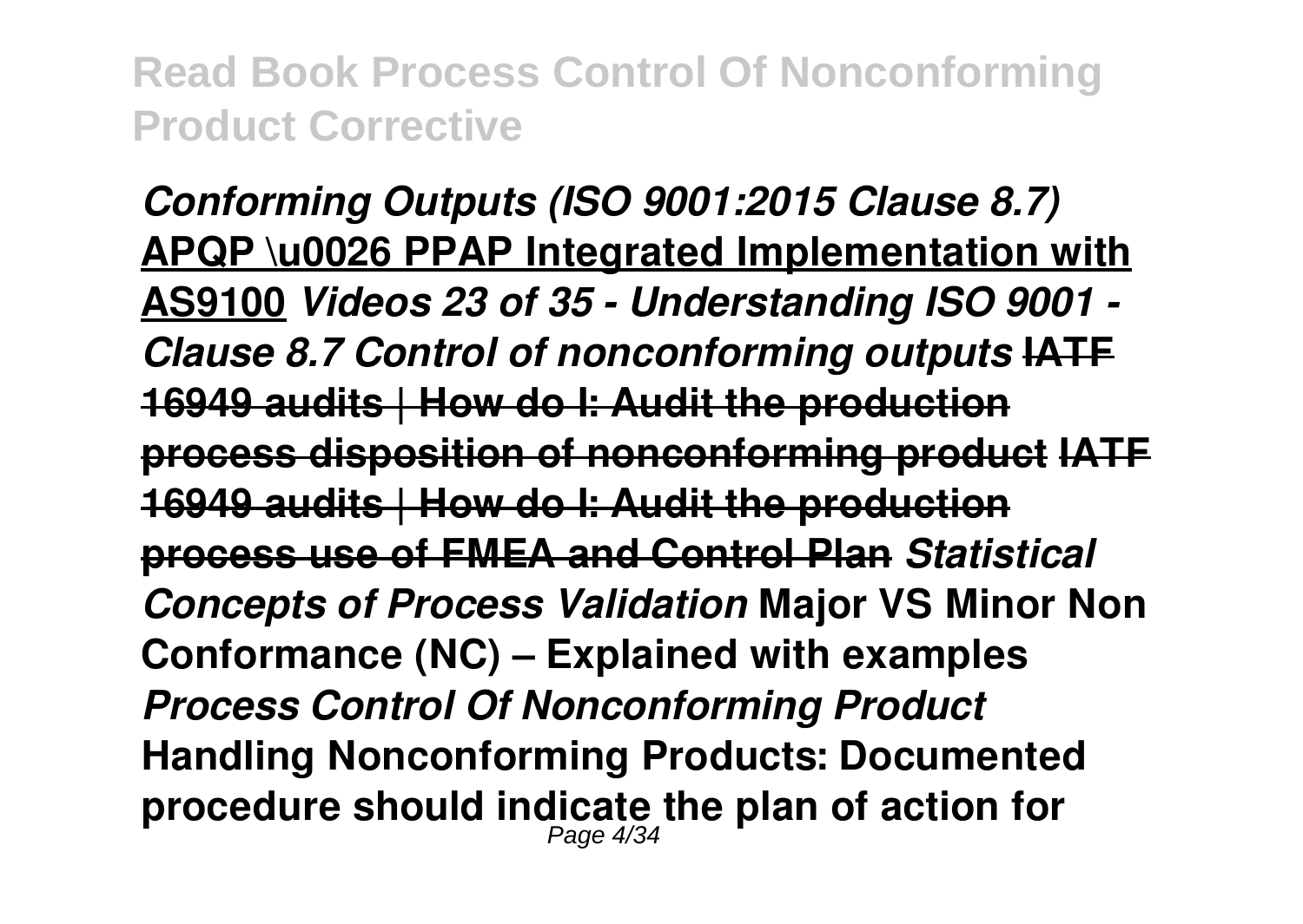*Conforming Outputs (ISO 9001:2015 Clause 8.7)* **APQP \u0026 PPAP Integrated Implementation with AS9100** *Videos 23 of 35 - Understanding ISO 9001 - Clause 8.7 Control of nonconforming outputs* ~~**IATF 16949 audits | How do I: Audit the production process disposition of nonconforming product**~~ ~~**IATF 16949 audits | How do I: Audit the production process use of FMEA and Control Plan**~~ *Statistical Concepts of Process Validation* **Major VS Minor Non Conformance (NC) – Explained with examples** ***Process Control Of Nonconforming Product*** **Handling Nonconforming Products: Documented procedure should indicate the plan of action for**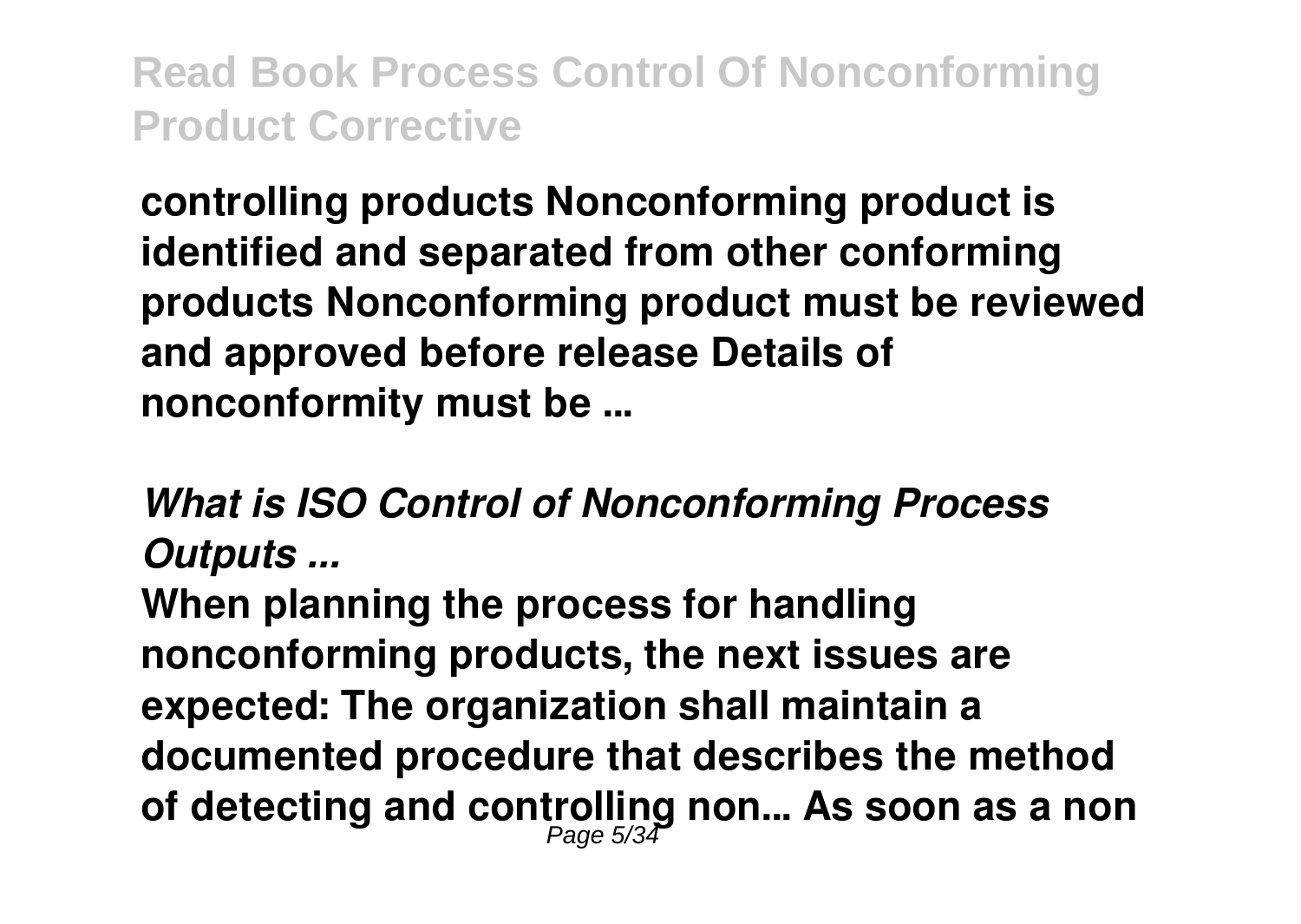**controlling products Nonconforming product is identified and separated from other conforming products Nonconforming product must be reviewed and approved before release Details of nonconformity must be ...**

***What is ISO Control of Nonconforming Process Outputs ...***

**When planning the process for handling nonconforming products, the next issues are expected: The organization shall maintain a documented procedure that describes the method of detecting and controlling non... As soon as a non**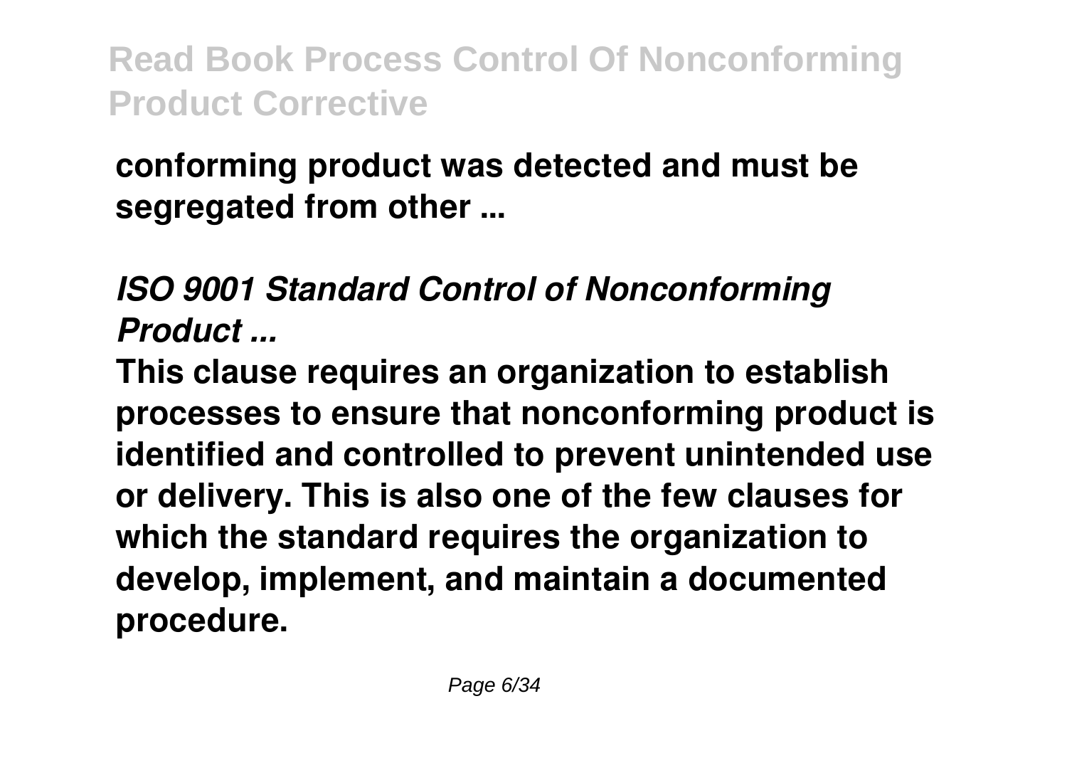**conforming product was detected and must be segregated from other ...**

### *ISO 9001 Standard Control of Nonconforming Product ...*

**This clause requires an organization to establish processes to ensure that nonconforming product is identified and controlled to prevent unintended use or delivery. This is also one of the few clauses for which the standard requires the organization to develop, implement, and maintain a documented procedure.**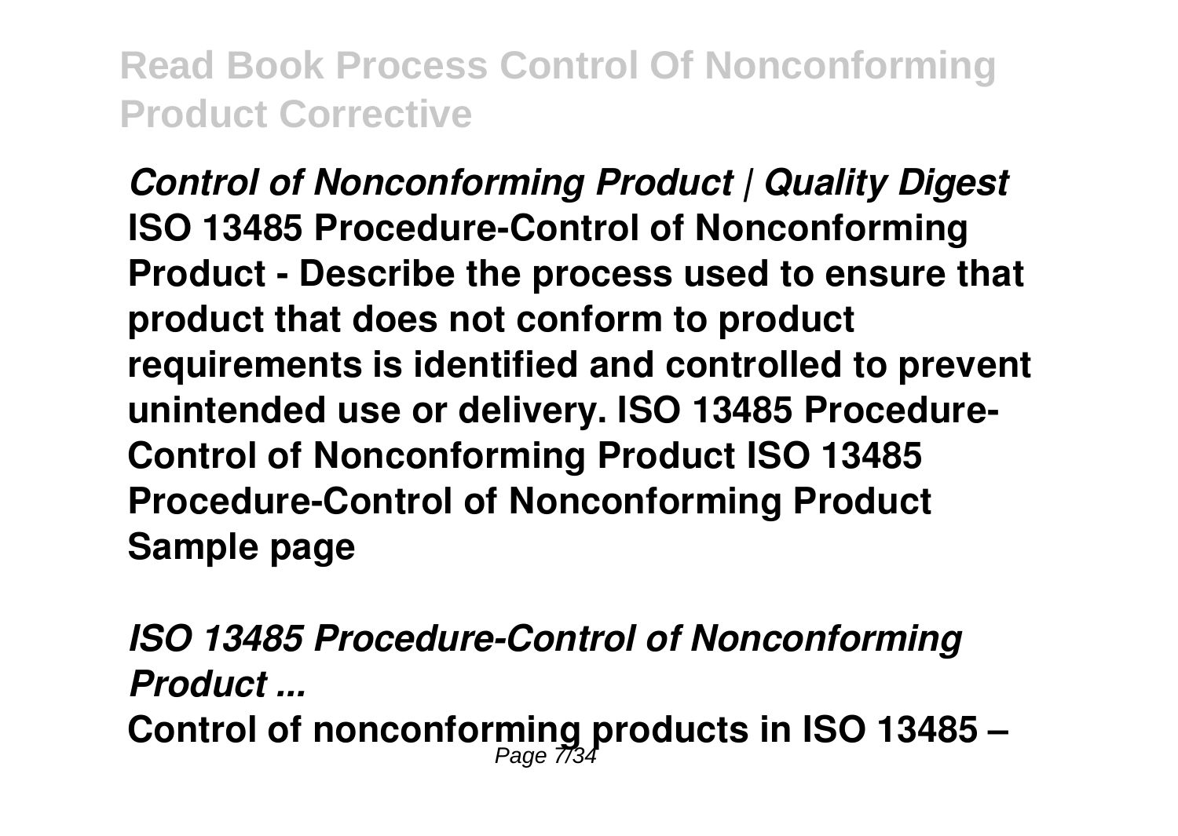*Control of Nonconforming Product | Quality Digest*

**ISO 13485 Procedure-Control of Nonconforming Product - Describe the process used to ensure that product that does not conform to product requirements is identified and controlled to prevent unintended use or delivery. ISO 13485 Procedure-Control of Nonconforming Product ISO 13485 Procedure-Control of Nonconforming Product Sample page**

*ISO 13485 Procedure-Control of Nonconforming Product ...*

**Control of nonconforming products in ISO 13485 –**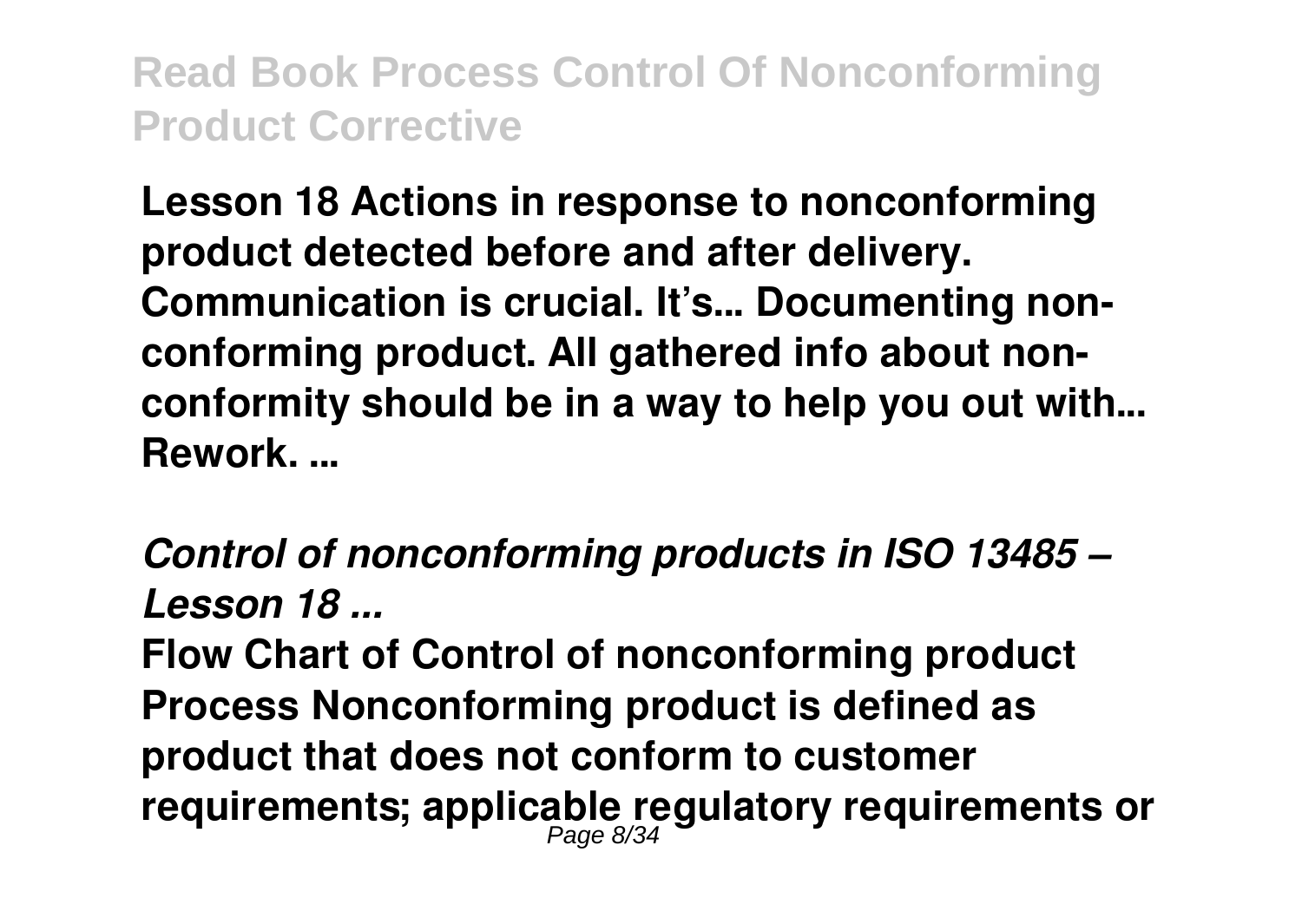**Lesson 18 Actions in response to nonconforming product detected before and after delivery. Communication is crucial. It's... Documenting non-conforming product. All gathered info about non-conformity should be in a way to help you out with... Rework. ...**

***Control of nonconforming products in ISO 13485 – Lesson 18 ...***

**Flow Chart of Control of nonconforming product Process Nonconforming product is defined as product that does not conform to customer requirements; applicable regulatory requirements or**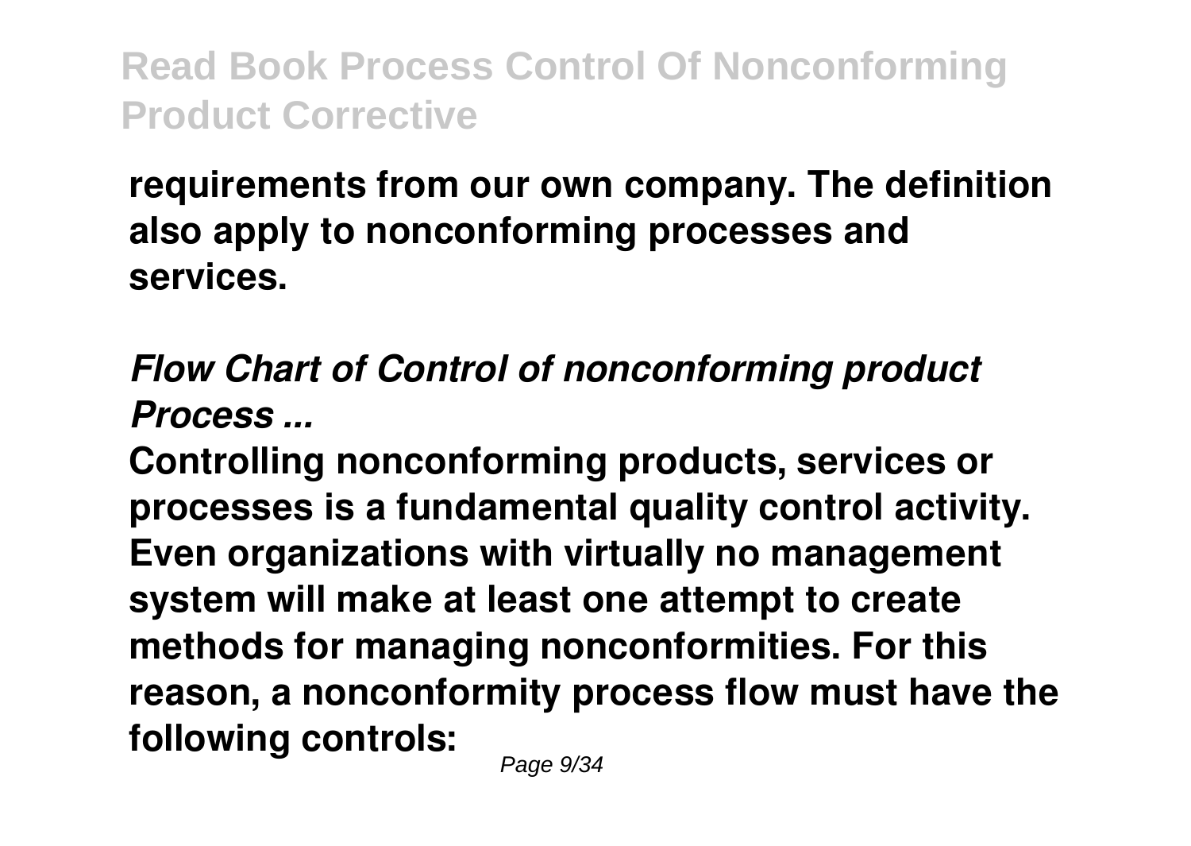**requirements from our own company. The definition also apply to nonconforming processes and services.**

***Flow Chart of Control of nonconforming product Process ...***

**Controlling nonconforming products, services or processes is a fundamental quality control activity. Even organizations with virtually no management system will make at least one attempt to create methods for managing nonconformities. For this reason, a nonconformity process flow must have the following controls:**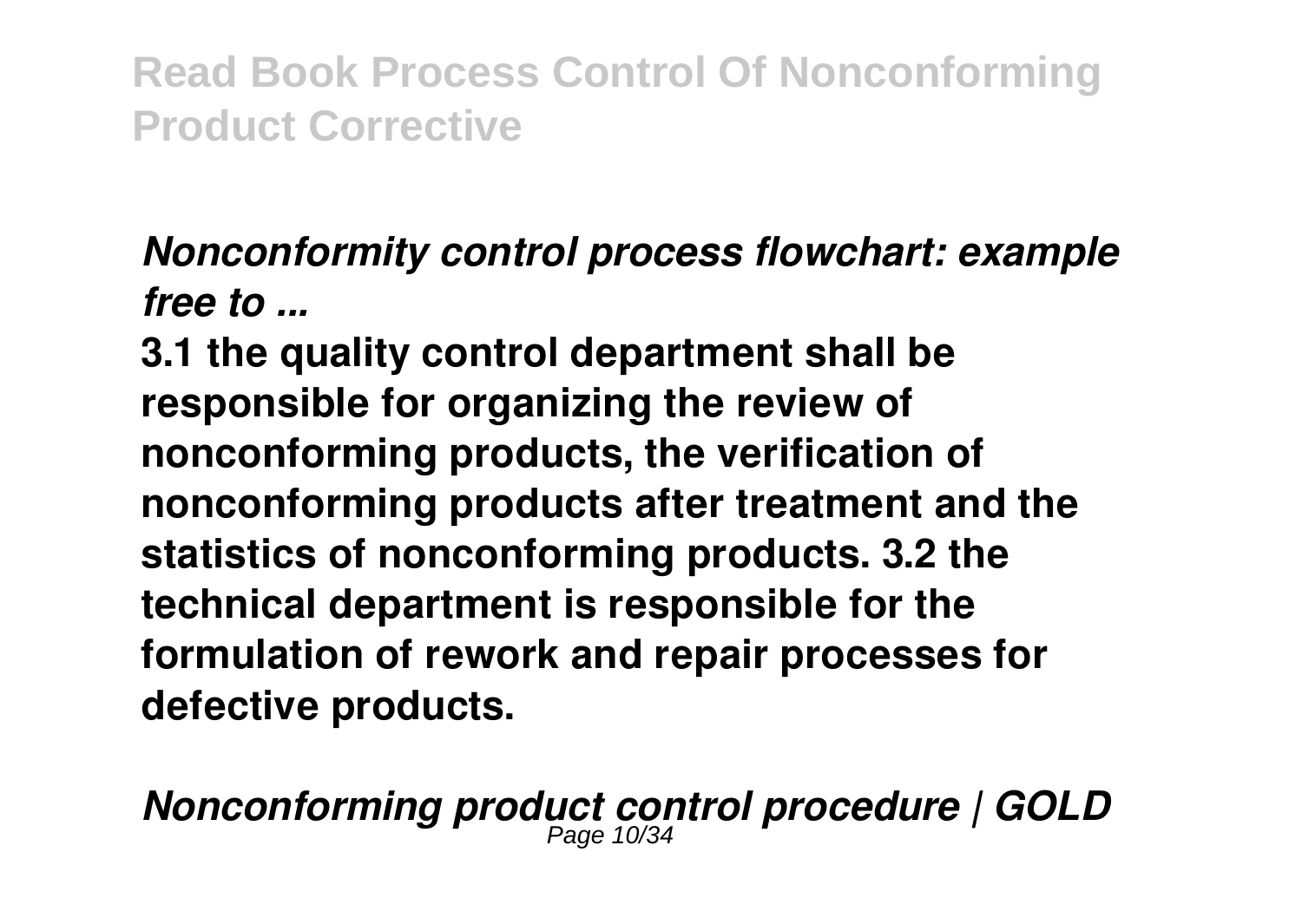*Nonconformity control process flowchart: example free to ...*

**3.1 the quality control department shall be responsible for organizing the review of nonconforming products, the verification of nonconforming products after treatment and the statistics of nonconforming products. 3.2 the technical department is responsible for the formulation of rework and repair processes for defective products.**

*Nonconforming product control procedure | GOLD*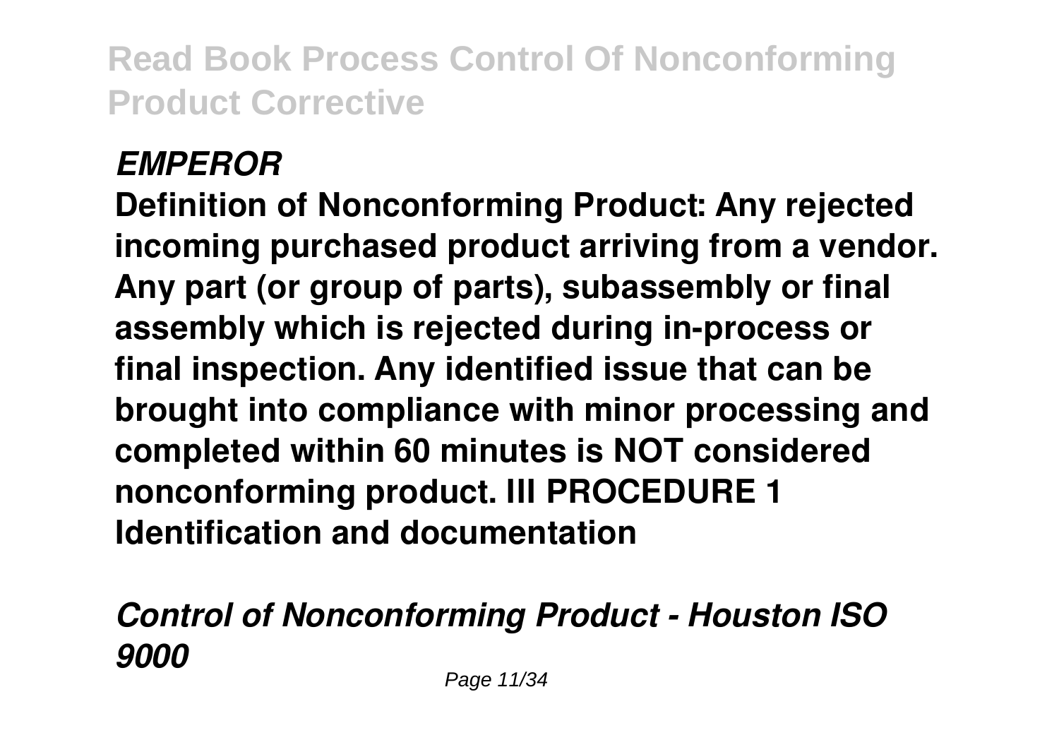*EMPEROR*

**Definition of Nonconforming Product: Any rejected incoming purchased product arriving from a vendor. Any part (or group of parts), subassembly or final assembly which is rejected during in-process or final inspection. Any identified issue that can be brought into compliance with minor processing and completed within 60 minutes is NOT considered nonconforming product. III PROCEDURE 1 Identification and documentation**

*Control of Nonconforming Product - Houston ISO 9000*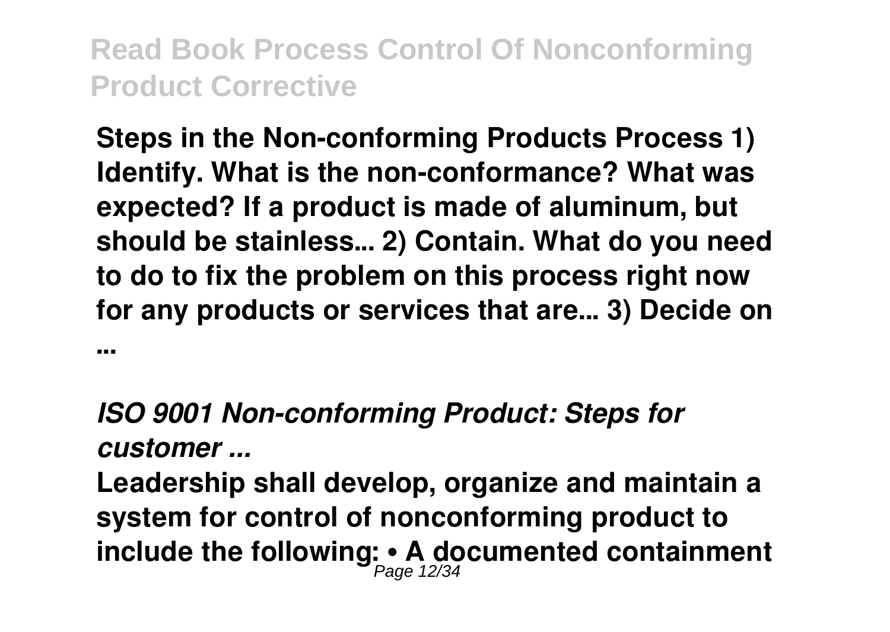**Steps in the Non-conforming Products Process 1) Identify. What is the non-conformance? What was expected? If a product is made of aluminum, but should be stainless... 2) Contain. What do you need to do to fix the problem on this process right now for any products or services that are... 3) Decide on ...**

### *ISO 9001 Non-conforming Product: Steps for customer ...*

**Leadership shall develop, organize and maintain a system for control of nonconforming product to include the following: • A documented containment**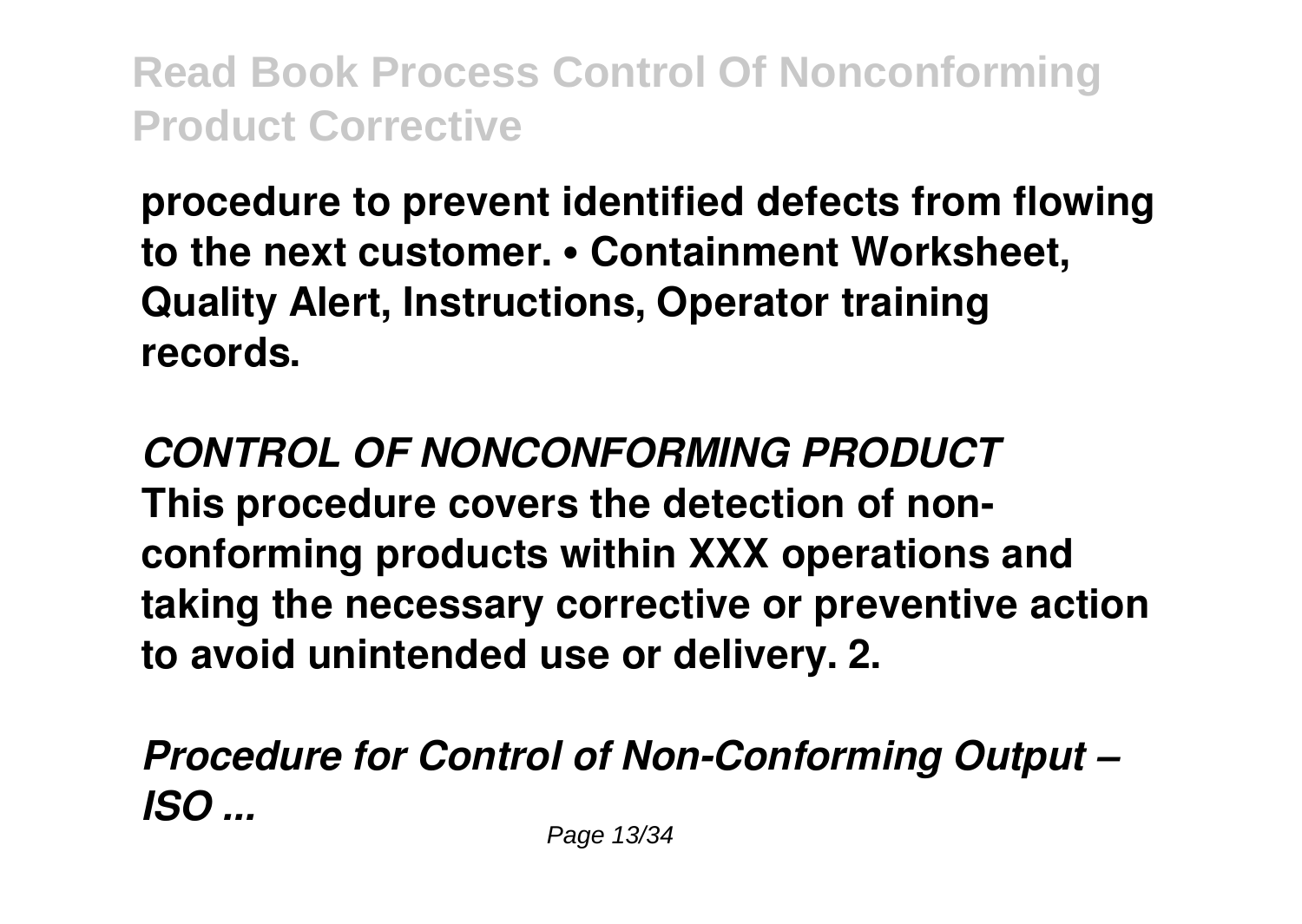**procedure to prevent identified defects from flowing to the next customer. • Containment Worksheet, Quality Alert, Instructions, Operator training records.**

***CONTROL OF NONCONFORMING PRODUCT***

**This procedure covers the detection of non-conforming products within XXX operations and taking the necessary corrective or preventive action to avoid unintended use or delivery. 2.**

***Procedure for Control of Non-Conforming Output – ISO ...***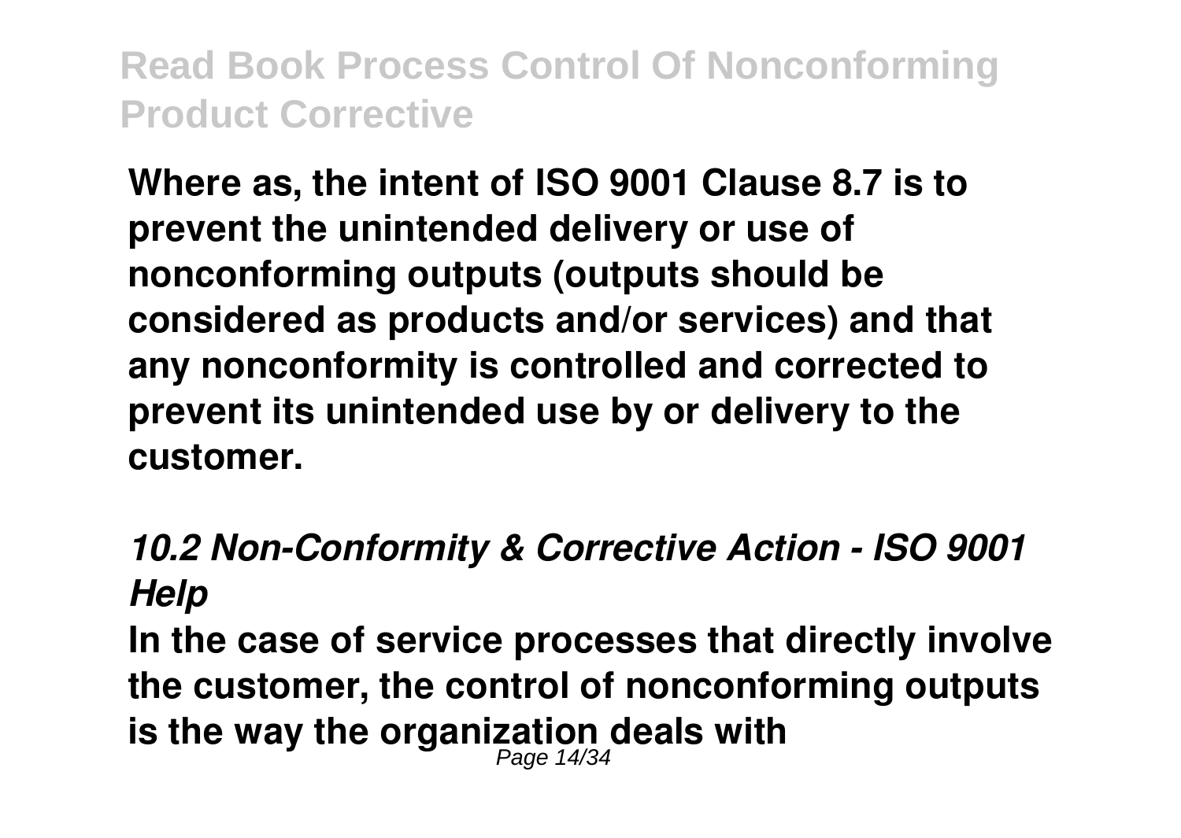**Where as, the intent of ISO 9001 Clause 8.7 is to prevent the unintended delivery or use of nonconforming outputs (outputs should be considered as products and/or services) and that any nonconformity is controlled and corrected to prevent its unintended use by or delivery to the customer.**

### *10.2 Non-Conformity & Corrective Action - ISO 9001 Help*

**In the case of service processes that directly involve the customer, the control of nonconforming outputs is the way the organization deals with**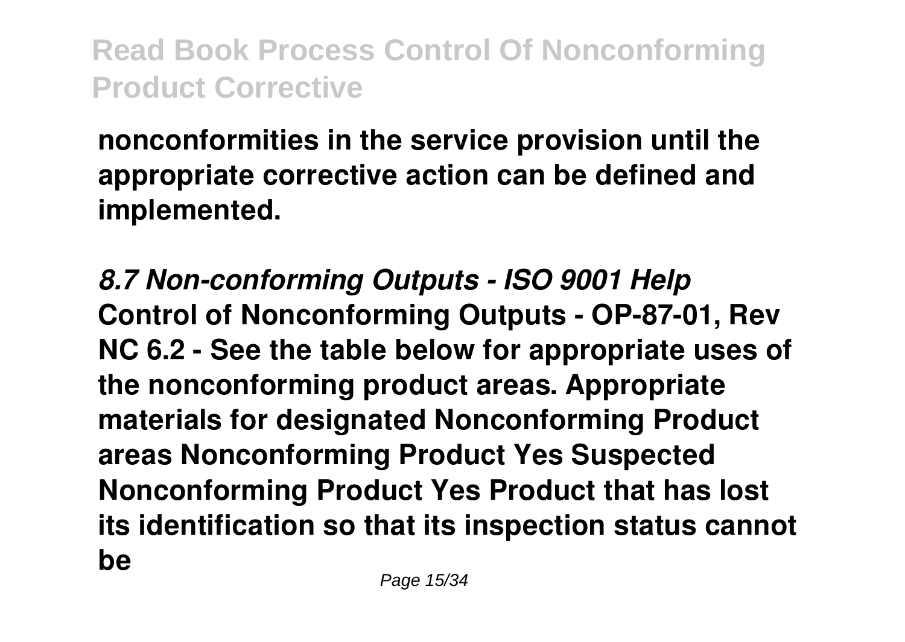**nonconformities in the service provision until the appropriate corrective action can be defined and implemented.**

***8.7 Non-conforming Outputs - ISO 9001 Help***

**Control of Nonconforming Outputs - OP-87-01, Rev NC 6.2 - See the table below for appropriate uses of the nonconforming product areas. Appropriate materials for designated Nonconforming Product areas Nonconforming Product Yes Suspected Nonconforming Product Yes Product that has lost its identification so that its inspection status cannot be**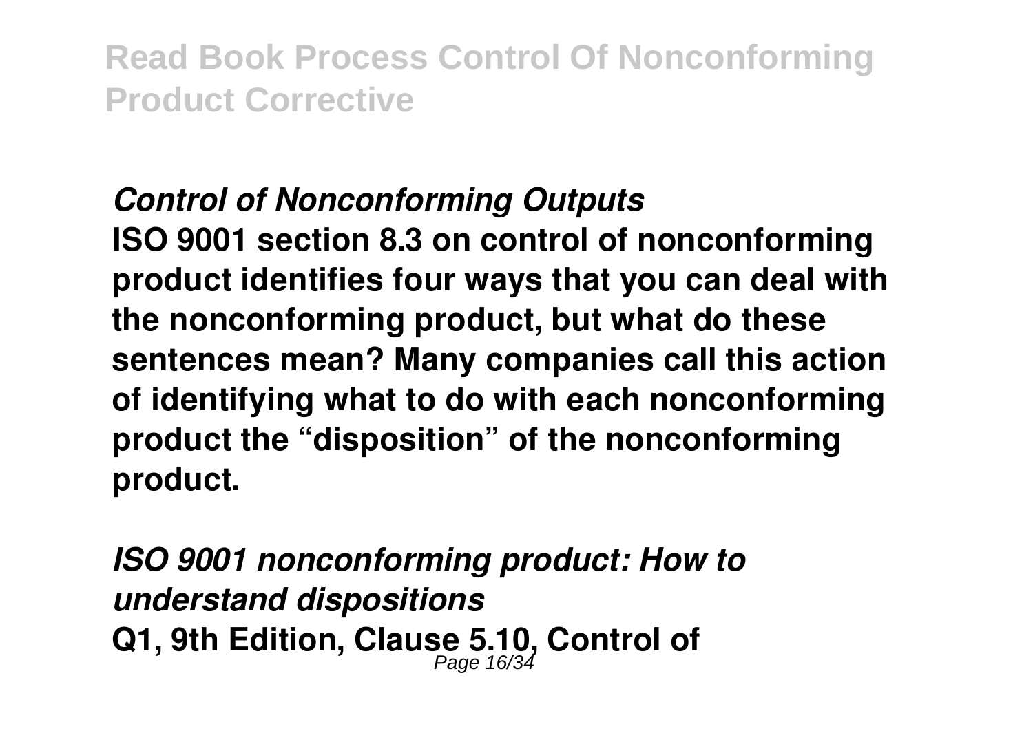*Control of Nonconforming Outputs*

**ISO 9001 section 8.3 on control of nonconforming product identifies four ways that you can deal with the nonconforming product, but what do these sentences mean? Many companies call this action of identifying what to do with each nonconforming product the "disposition" of the nonconforming product.**

*ISO 9001 nonconforming product: How to understand dispositions*

**Q1, 9th Edition, Clause 5.10, Control of**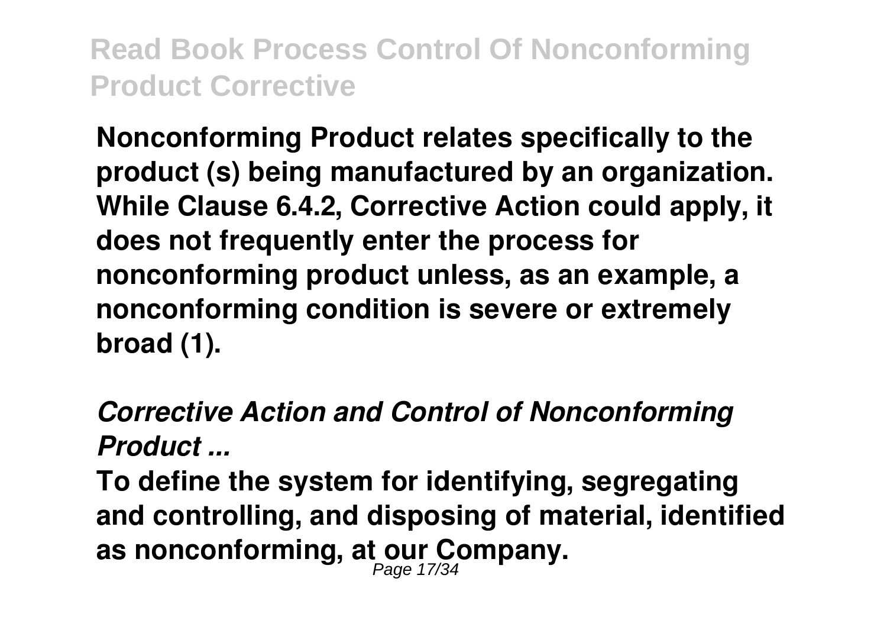**Nonconforming Product relates specifically to the product (s) being manufactured by an organization. While Clause 6.4.2, Corrective Action could apply, it does not frequently enter the process for nonconforming product unless, as an example, a nonconforming condition is severe or extremely broad (1).**

***Corrective Action and Control of Nonconforming Product ...***

**To define the system for identifying, segregating and controlling, and disposing of material, identified as nonconforming, at our Company.**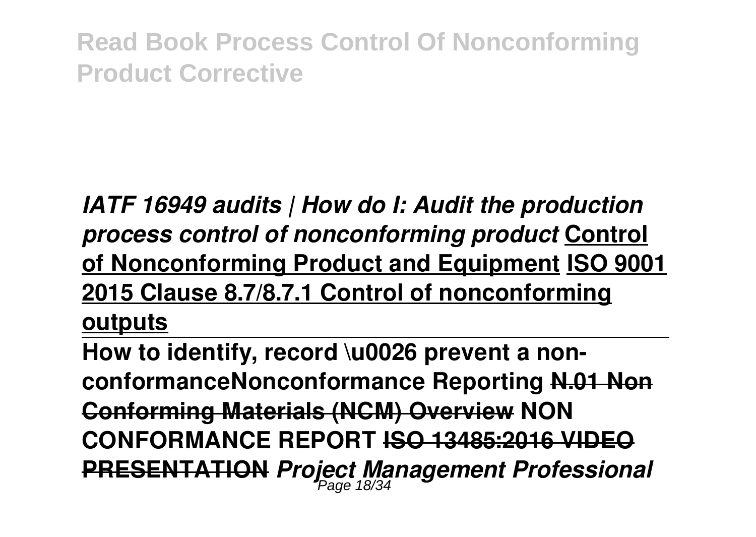*IATF 16949 audits | How do I: Audit the production process control of nonconforming product* **Control of Nonconforming Product and Equipment** **ISO 9001 2015 Clause 8.7/8.7.1 Control of nonconforming outputs**

**How to identify, record \u0026 prevent a non-conformanceNonconformance Reporting ~~N.01 Non Conforming Materials (NCM) Overview~~ NON CONFORMANCE REPORT ~~ISO 13485:2016 VIDEO PRESENTATION~~** ***Project Management Professional***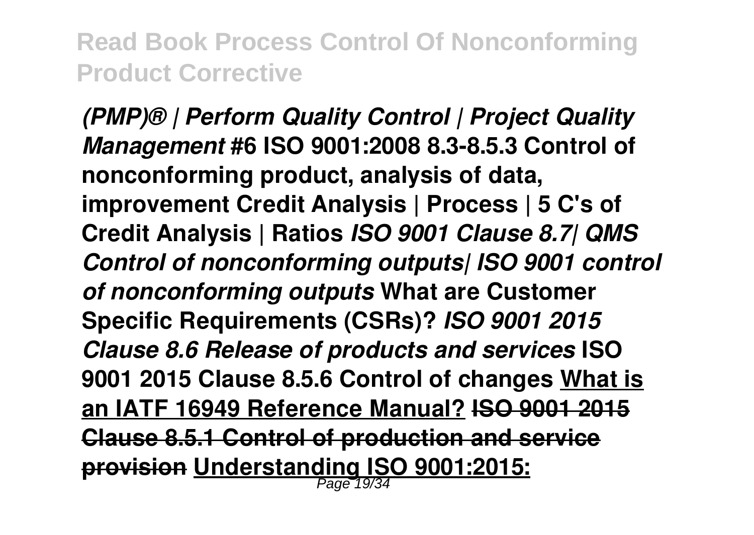*(PMP)® | Perform Quality Control | Project Quality Management* **#6 ISO 9001:2008 8.3-8.5.3 Control of nonconforming product, analysis of data, improvement Credit Analysis | Process | 5 C's of Credit Analysis | Ratios** ***ISO 9001 Clause 8.7| QMS Control of nonconforming outputs| ISO 9001 control of nonconforming outputs*** **What are Customer Specific Requirements (CSRs)?** ***ISO 9001 2015 Clause 8.6 Release of products and services*** **ISO 9001 2015 Clause 8.5.6 Control of changes** **What is an IATF 16949 Reference Manual?** **~~ISO 9001 2015 Clause 8.5.1 Control of production and service provision~~** **Understanding ISO 9001:2015:**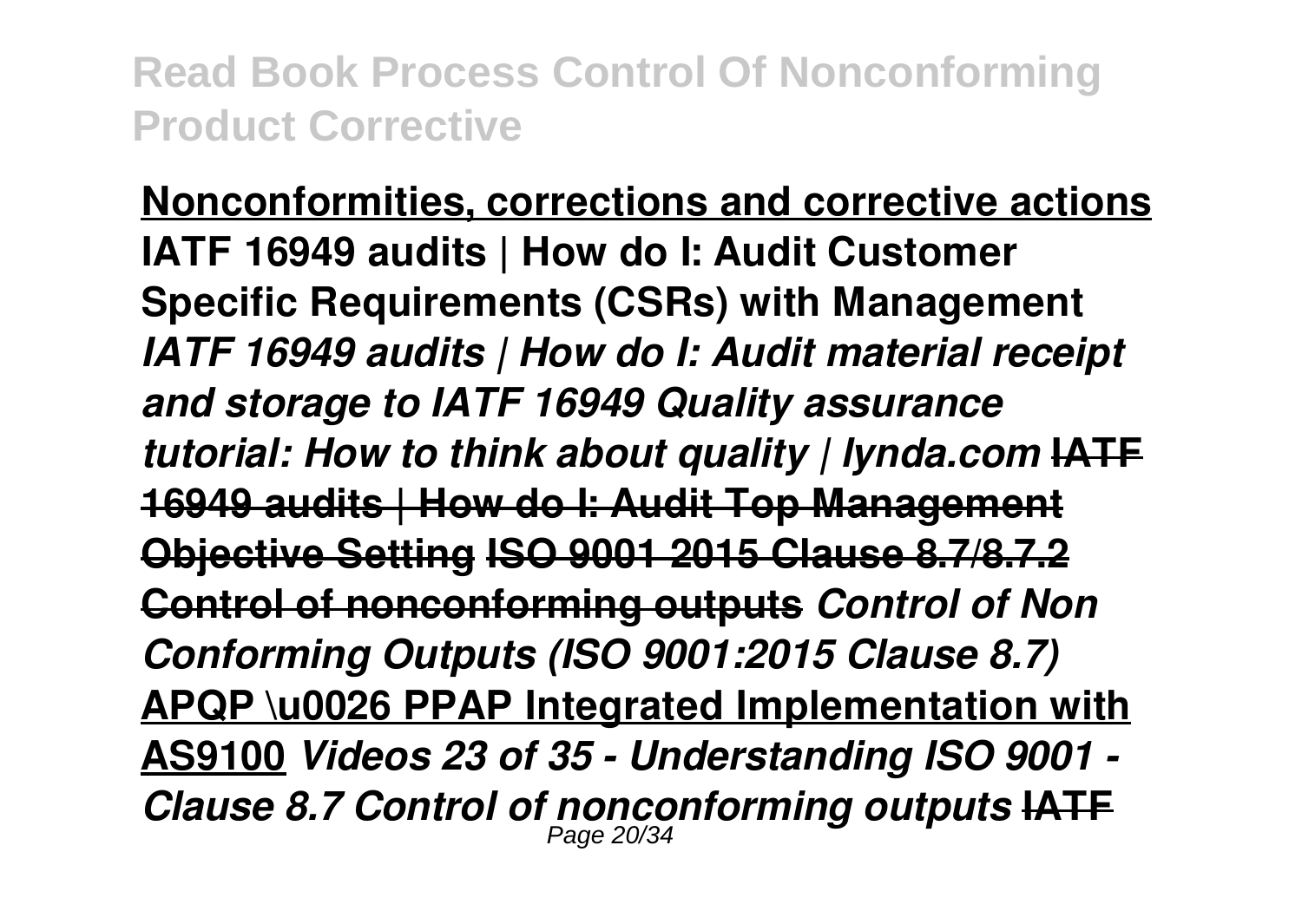**Nonconformities, corrections and corrective actions** **IATF 16949 audits | How do I: Audit Customer Specific Requirements (CSRs) with Management** ***IATF 16949 audits | How do I: Audit material receipt and storage to IATF 16949 Quality assurance tutorial: How to think about quality | lynda.com*** **~~IATF 16949 audits | How do I: Audit Top Management Objective Setting~~** **~~ISO 9001 2015 Clause 8.7/8.7.2 Control of nonconforming outputs~~** ***Control of Non Conforming Outputs (ISO 9001:2015 Clause 8.7)*** **APQP \u0026 PPAP Integrated Implementation with AS9100** ***Videos 23 of 35 - Understanding ISO 9001 - Clause 8.7 Control of nonconforming outputs*** **~~IATF~~**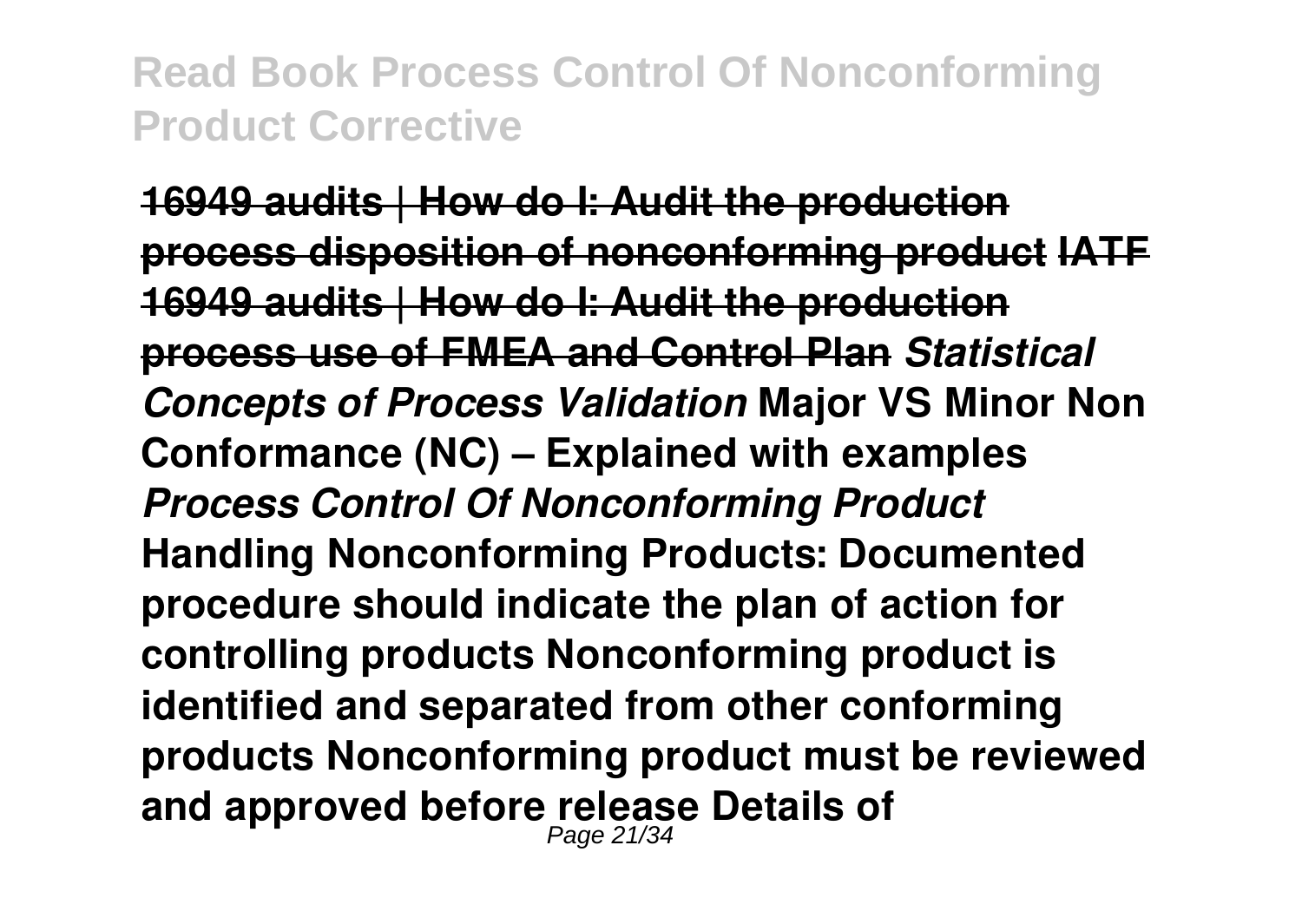**16949 audits | How do I: Audit the production process disposition of nonconforming product IATF 16949 audits | How do I: Audit the production process use of FMEA and Control Plan** ***Statistical Concepts of Process Validation*** **Major VS Minor Non Conformance (NC) – Explained with examples** ***Process Control Of Nonconforming Product*** **Handling Nonconforming Products: Documented procedure should indicate the plan of action for controlling products Nonconforming product is identified and separated from other conforming products Nonconforming product must be reviewed and approved before release Details of**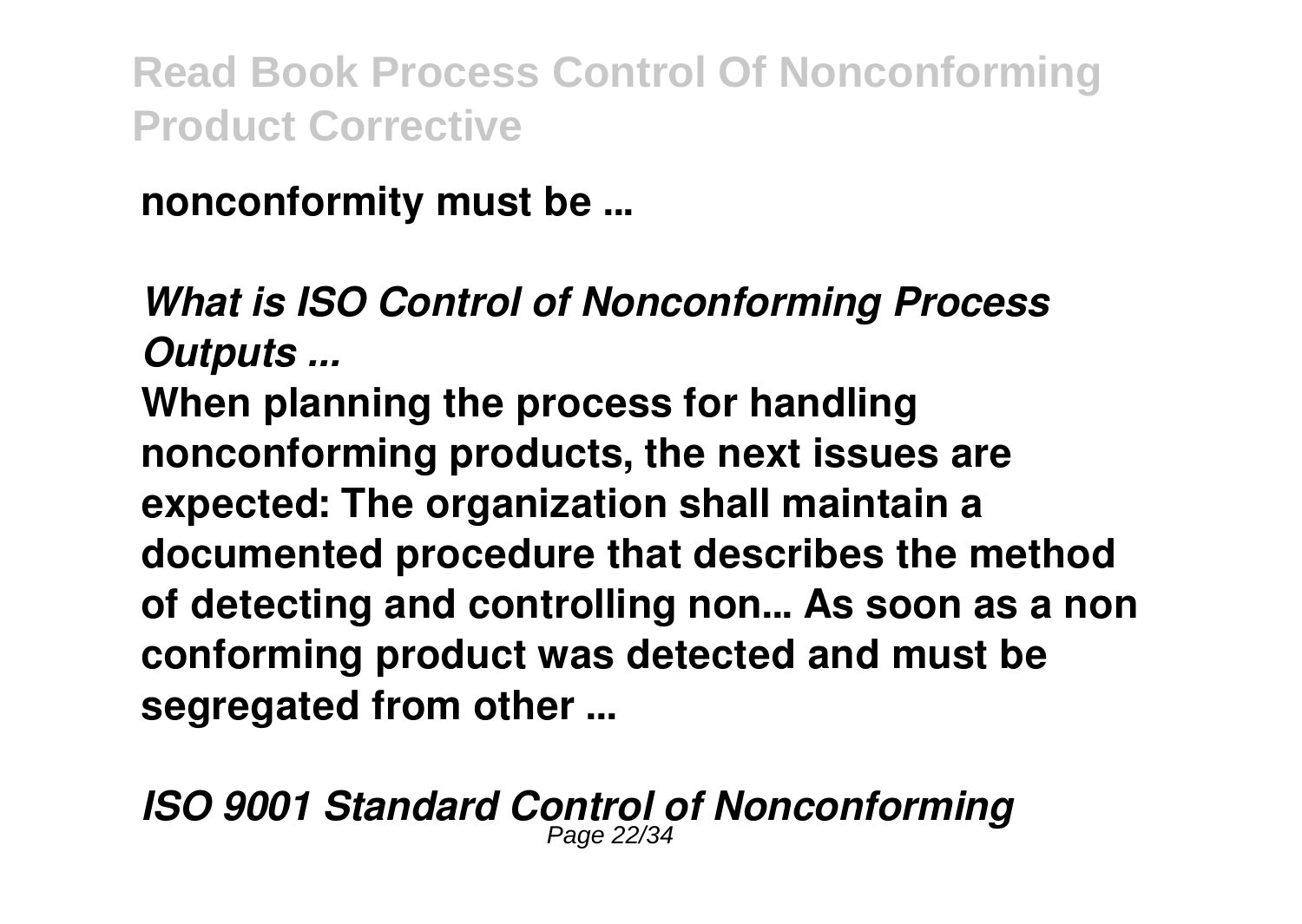**nonconformity must be ...**

***What is ISO Control of Nonconforming Process Outputs ...***

**When planning the process for handling nonconforming products, the next issues are expected: The organization shall maintain a documented procedure that describes the method of detecting and controlling non... As soon as a non conforming product was detected and must be segregated from other ...**

***ISO 9001 Standard Control of Nonconforming***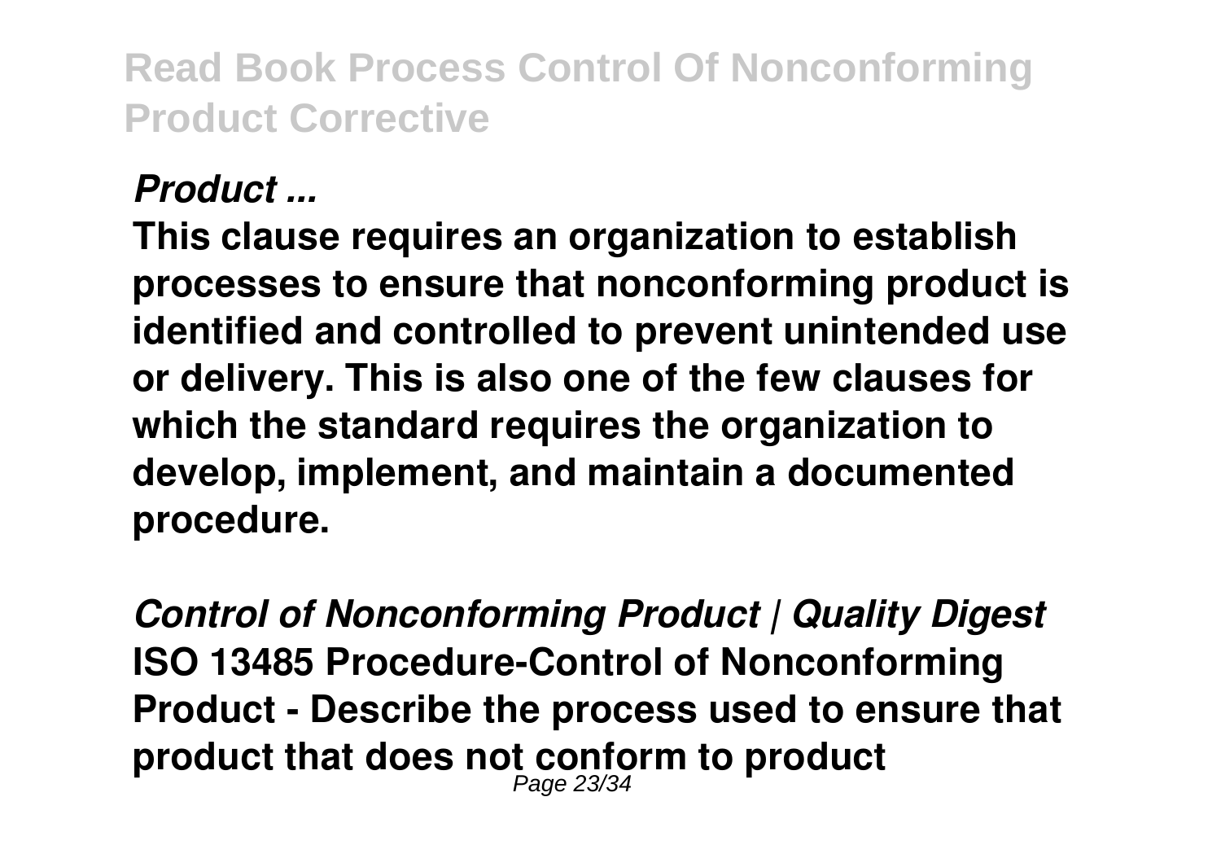***Product ...***

**This clause requires an organization to establish processes to ensure that nonconforming product is identified and controlled to prevent unintended use or delivery. This is also one of the few clauses for which the standard requires the organization to develop, implement, and maintain a documented procedure.**

***Control of Nonconforming Product | Quality Digest***

**ISO 13485 Procedure-Control of Nonconforming Product - Describe the process used to ensure that product that does not conform to product**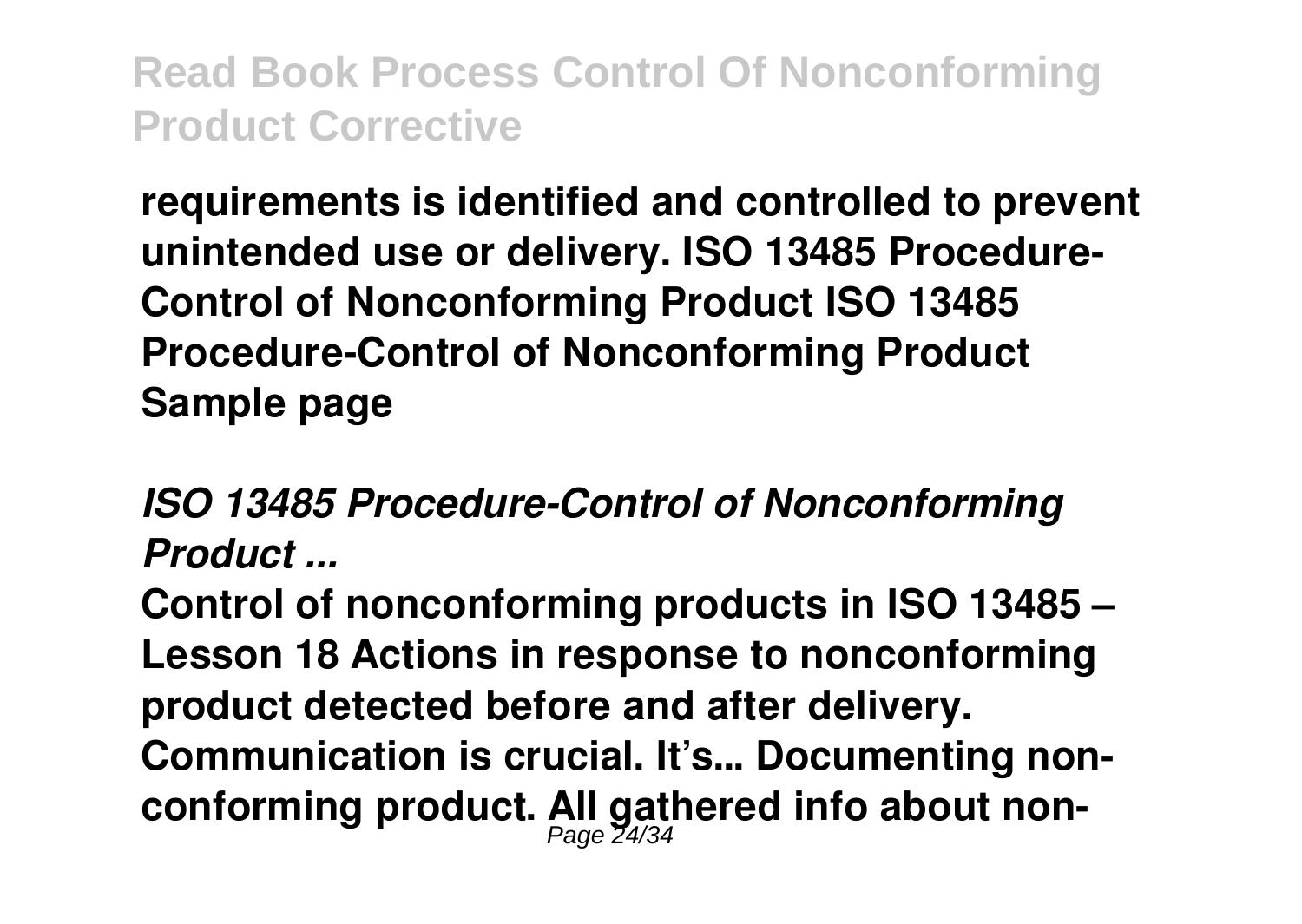**requirements is identified and controlled to prevent unintended use or delivery. ISO 13485 Procedure-Control of Nonconforming Product ISO 13485 Procedure-Control of Nonconforming Product Sample page**

***ISO 13485 Procedure-Control of Nonconforming Product ...***

**Control of nonconforming products in ISO 13485 – Lesson 18 Actions in response to nonconforming product detected before and after delivery. Communication is crucial. It's... Documenting non-conforming product. All gathered info about non-**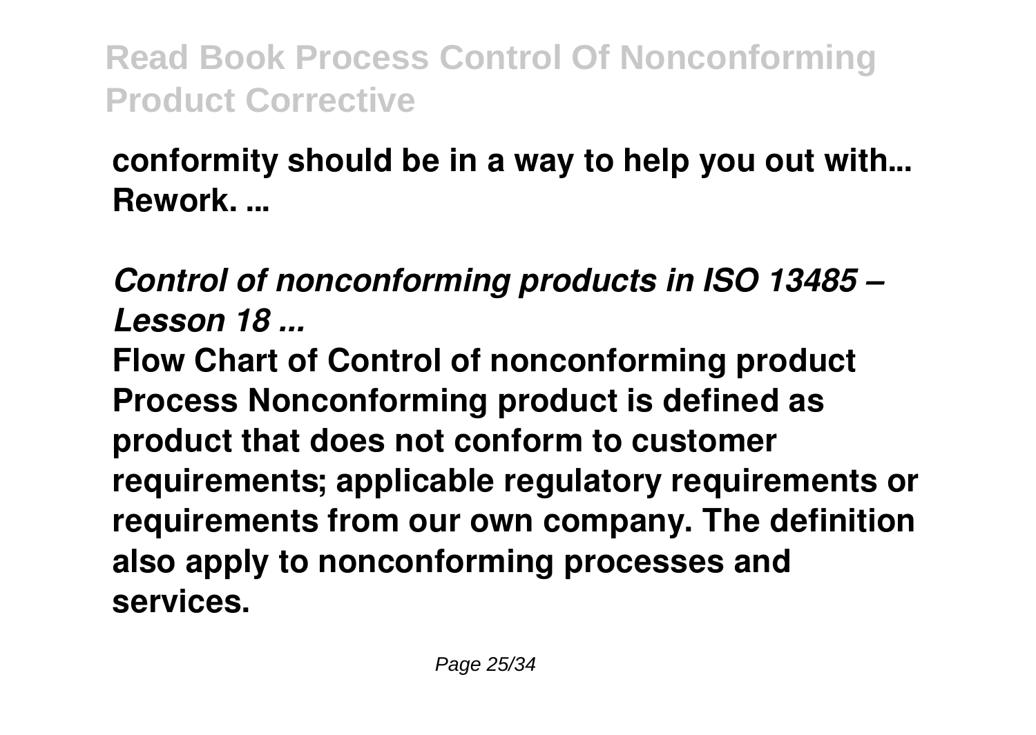**conformity should be in a way to help you out with... Rework. ...**

***Control of nonconforming products in ISO 13485 – Lesson 18 ...***

**Flow Chart of Control of nonconforming product Process Nonconforming product is defined as product that does not conform to customer requirements; applicable regulatory requirements or requirements from our own company. The definition also apply to nonconforming processes and services.**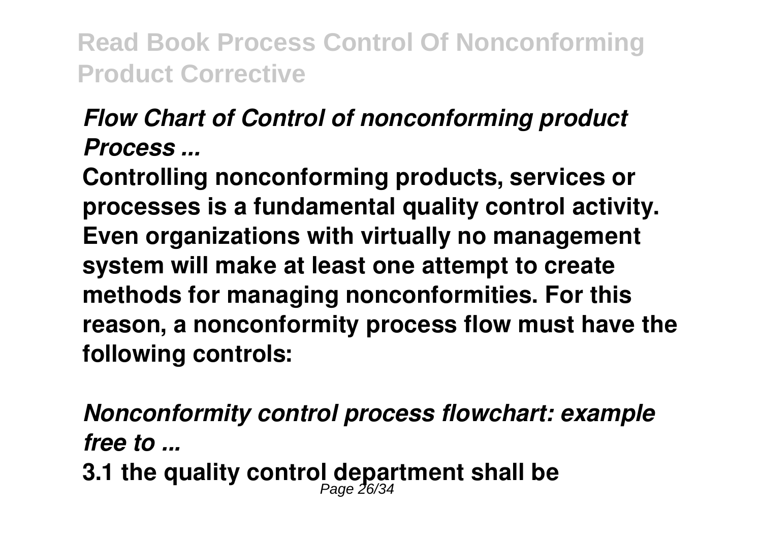***Flow Chart of Control of nonconforming product Process ...***

**Controlling nonconforming products, services or processes is a fundamental quality control activity. Even organizations with virtually no management system will make at least one attempt to create methods for managing nonconformities. For this reason, a nonconformity process flow must have the following controls:**

***Nonconformity control process flowchart: example free to ...***

**3.1 the quality control department shall be**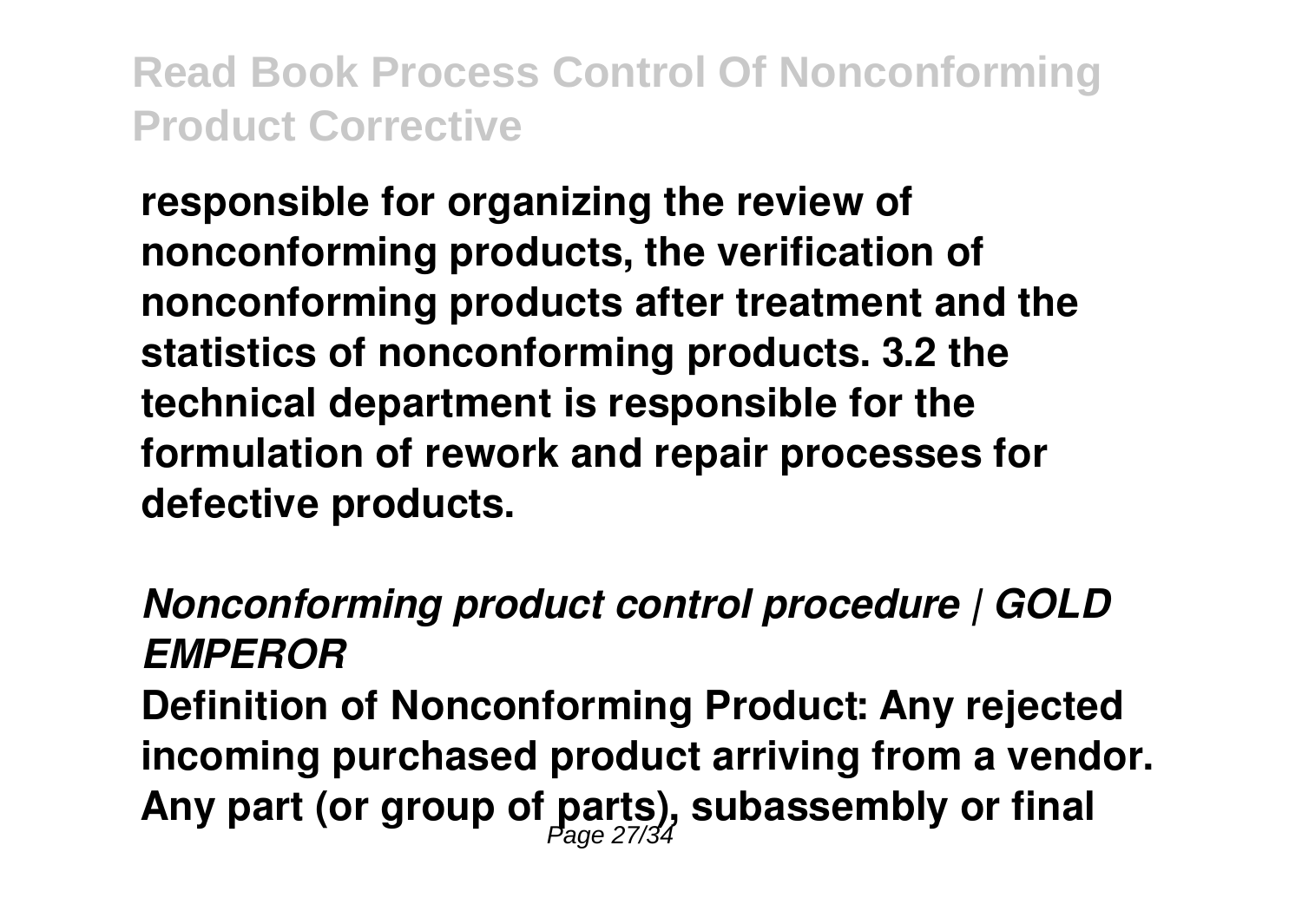**responsible for organizing the review of nonconforming products, the verification of nonconforming products after treatment and the statistics of nonconforming products. 3.2 the technical department is responsible for the formulation of rework and repair processes for defective products.**

***Nonconforming product control procedure | GOLD EMPEROR***

**Definition of Nonconforming Product: Any rejected incoming purchased product arriving from a vendor. Any part (or group of parts), subassembly or final**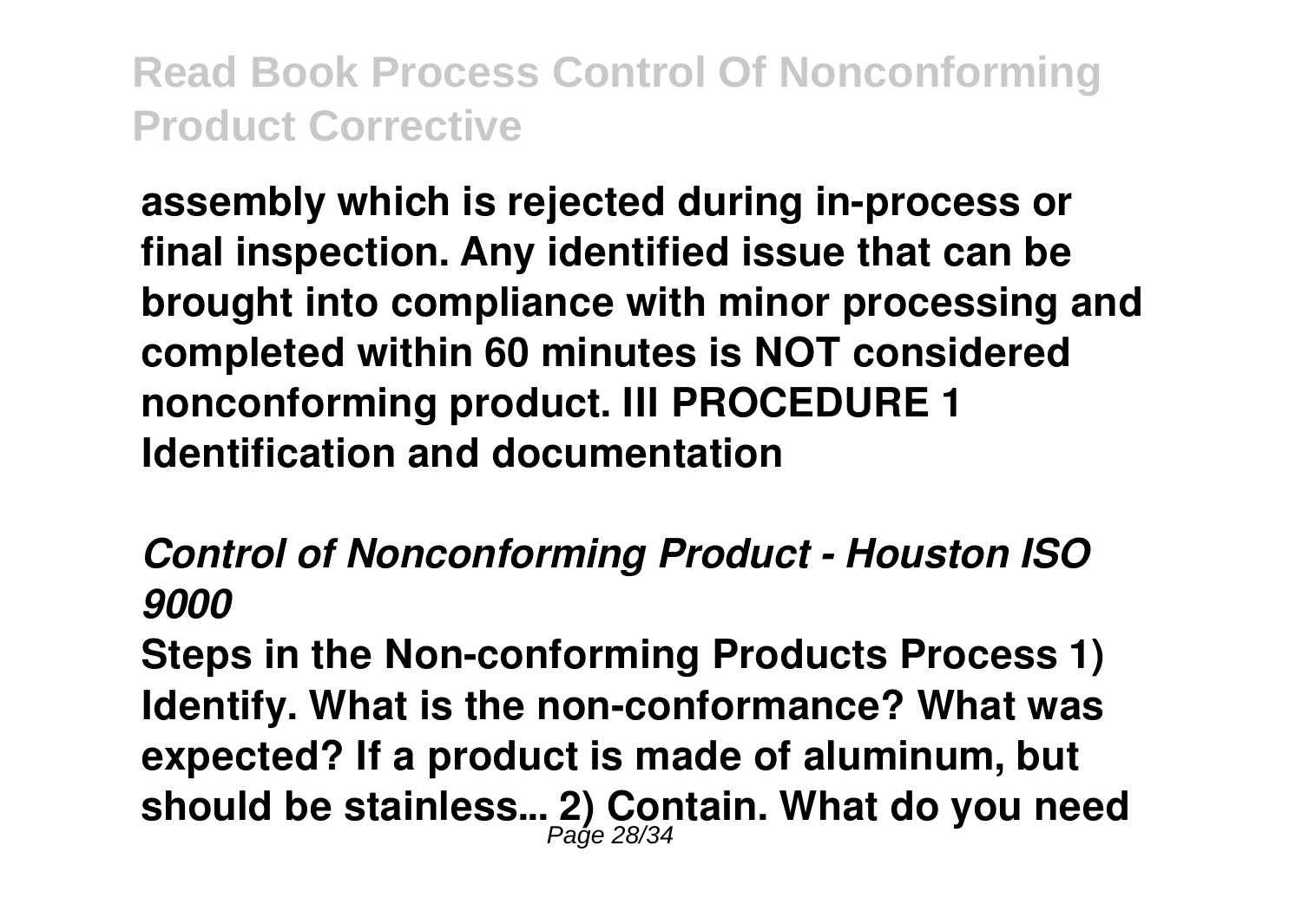**assembly which is rejected during in-process or final inspection. Any identified issue that can be brought into compliance with minor processing and completed within 60 minutes is NOT considered nonconforming product. III PROCEDURE 1 Identification and documentation**

### *Control of Nonconforming Product - Houston ISO 9000*

**Steps in the Non-conforming Products Process 1) Identify. What is the non-conformance? What was expected? If a product is made of aluminum, but should be stainless... 2) Contain. What do you need**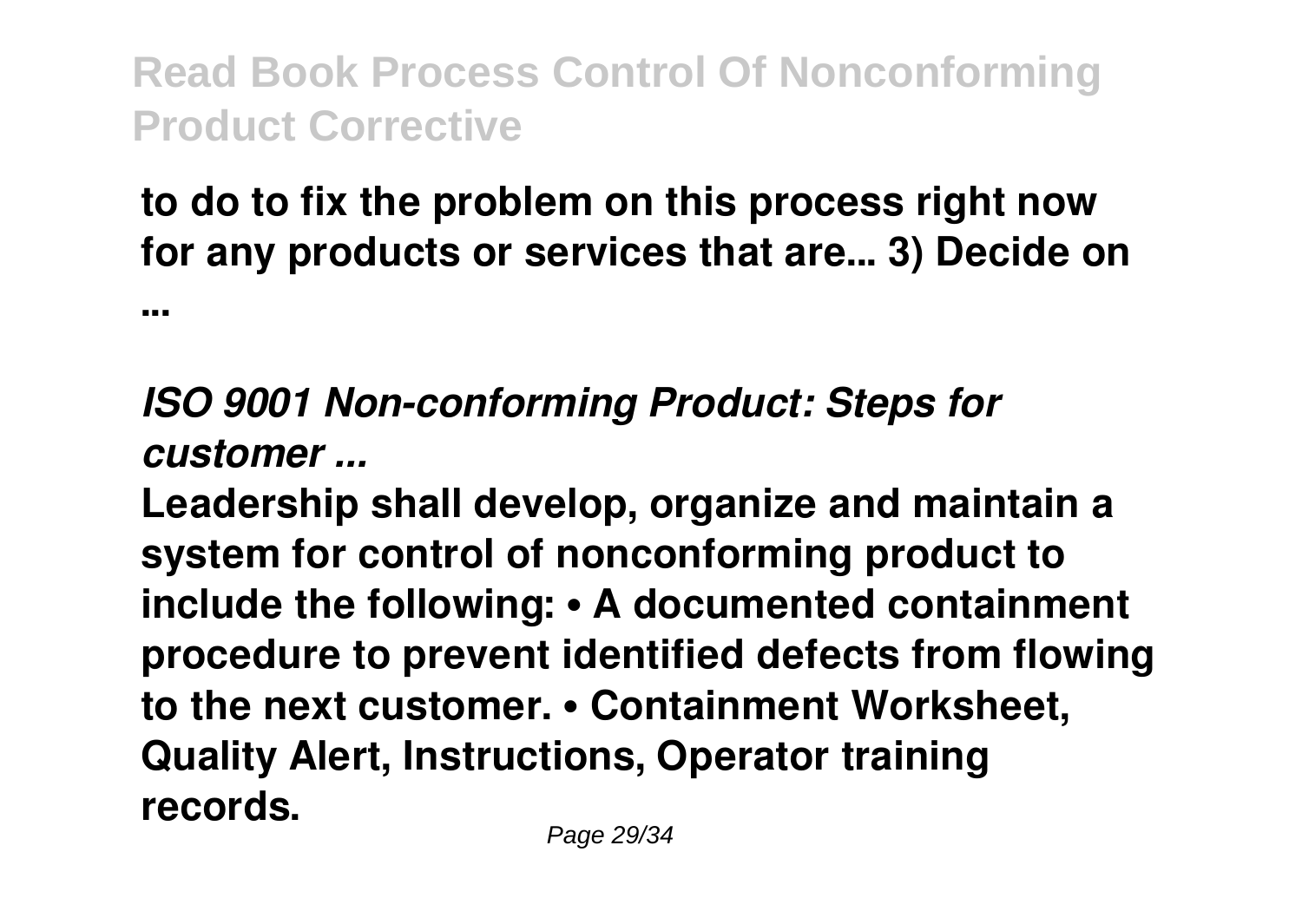**to do to fix the problem on this process right now for any products or services that are... 3) Decide on ...**

## *ISO 9001 Non-conforming Product: Steps for customer ...*

**Leadership shall develop, organize and maintain a system for control of nonconforming product to include the following: • A documented containment procedure to prevent identified defects from flowing to the next customer. • Containment Worksheet, Quality Alert, Instructions, Operator training records.**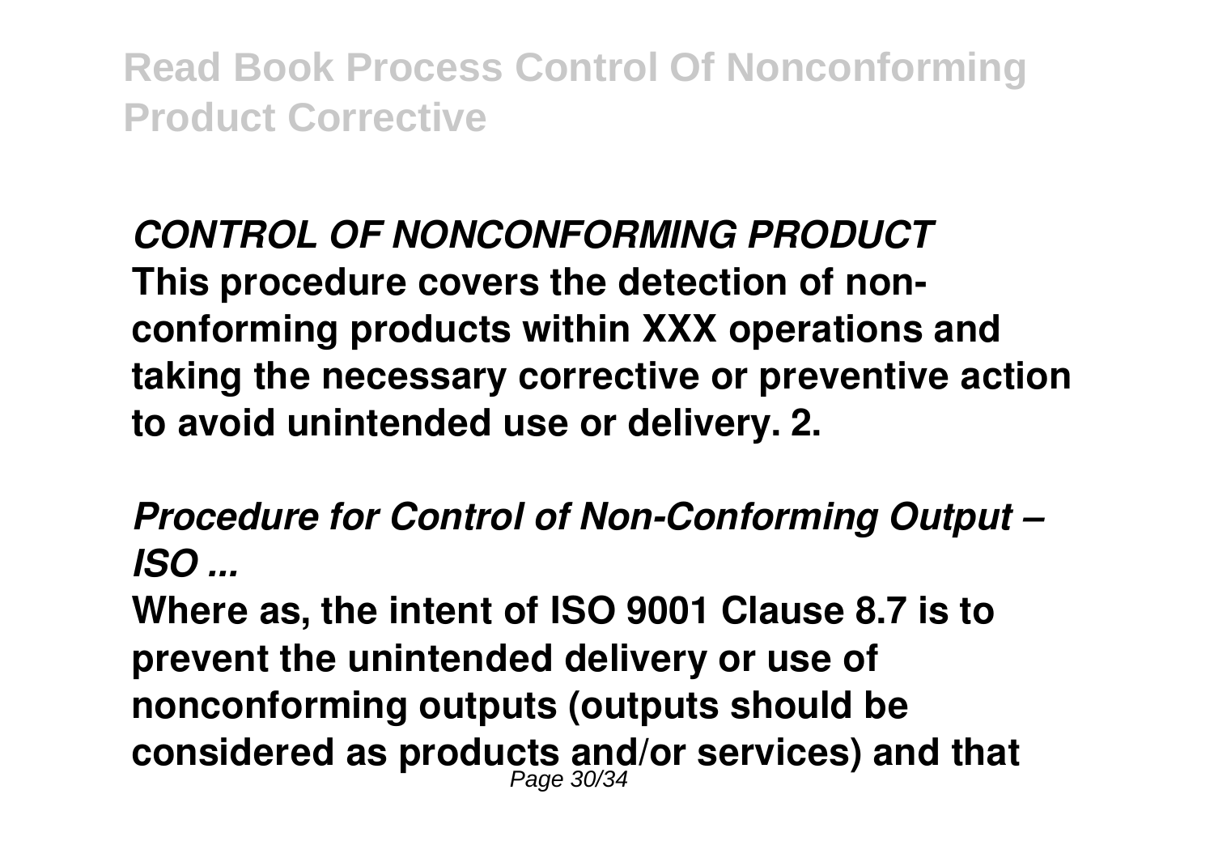***CONTROL OF NONCONFORMING PRODUCT***

**This procedure covers the detection of non-conforming products within XXX operations and taking the necessary corrective or preventive action to avoid unintended use or delivery. 2.**

***Procedure for Control of Non-Conforming Output – ISO ...***

**Where as, the intent of ISO 9001 Clause 8.7 is to prevent the unintended delivery or use of nonconforming outputs (outputs should be considered as products and/or services) and that**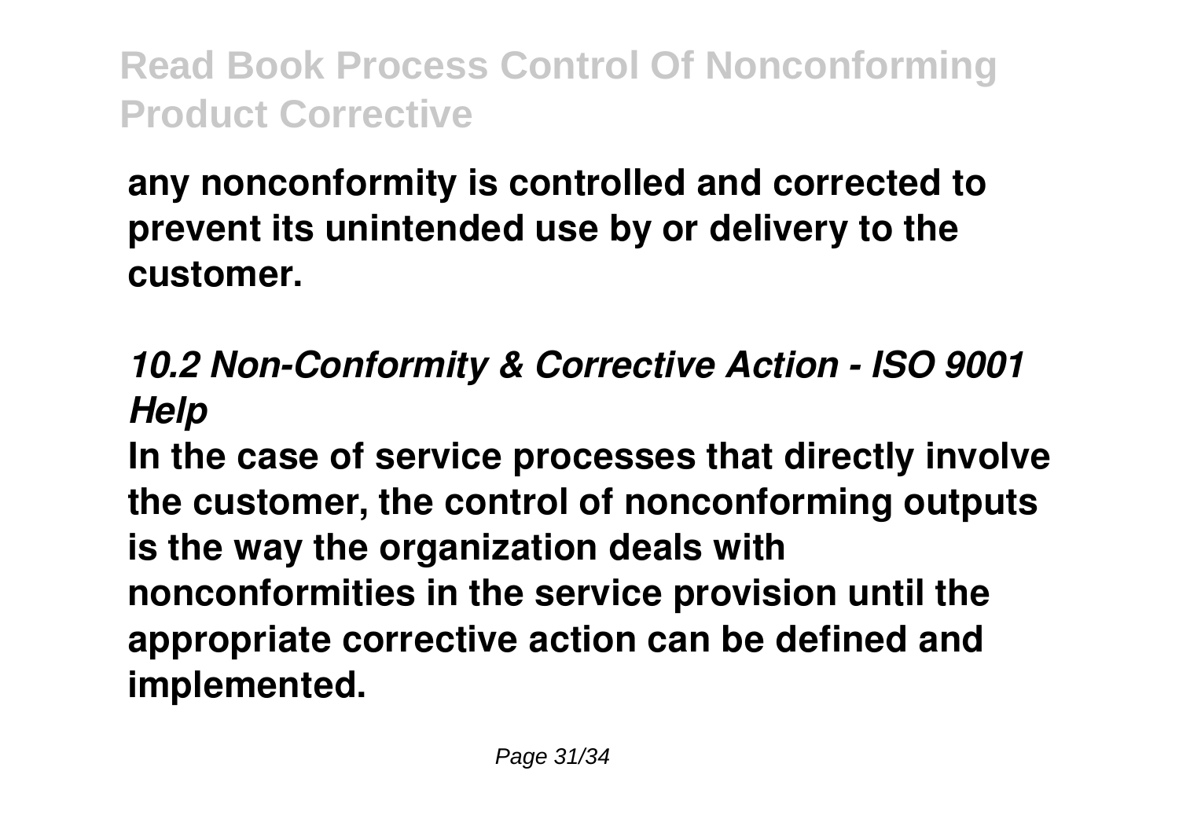**any nonconformity is controlled and corrected to prevent its unintended use by or delivery to the customer.**

### *10.2 Non-Conformity & Corrective Action - ISO 9001 Help*

**In the case of service processes that directly involve the customer, the control of nonconforming outputs is the way the organization deals with nonconformities in the service provision until the appropriate corrective action can be defined and implemented.**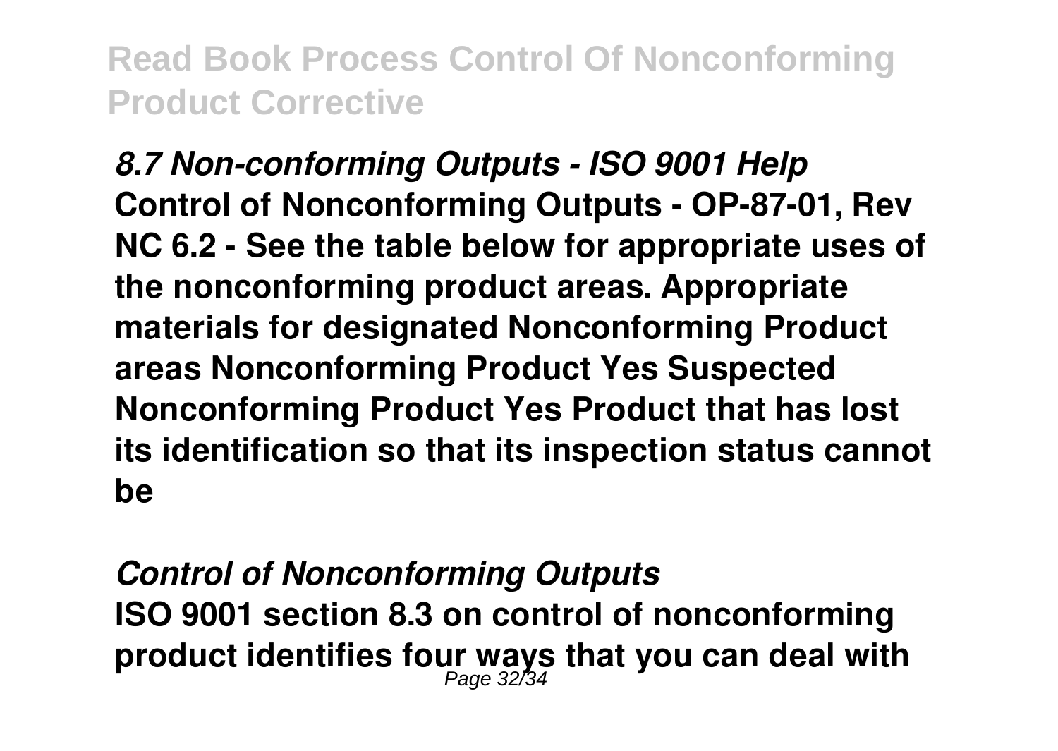*8.7 Non-conforming Outputs - ISO 9001 Help*
**Control of Nonconforming Outputs - OP-87-01, Rev NC 6.2 - See the table below for appropriate uses of the nonconforming product areas. Appropriate materials for designated Nonconforming Product areas Nonconforming Product Yes Suspected Nonconforming Product Yes Product that has lost its identification so that its inspection status cannot be**

*Control of Nonconforming Outputs*
**ISO 9001 section 8.3 on control of nonconforming product identifies four ways that you can deal with**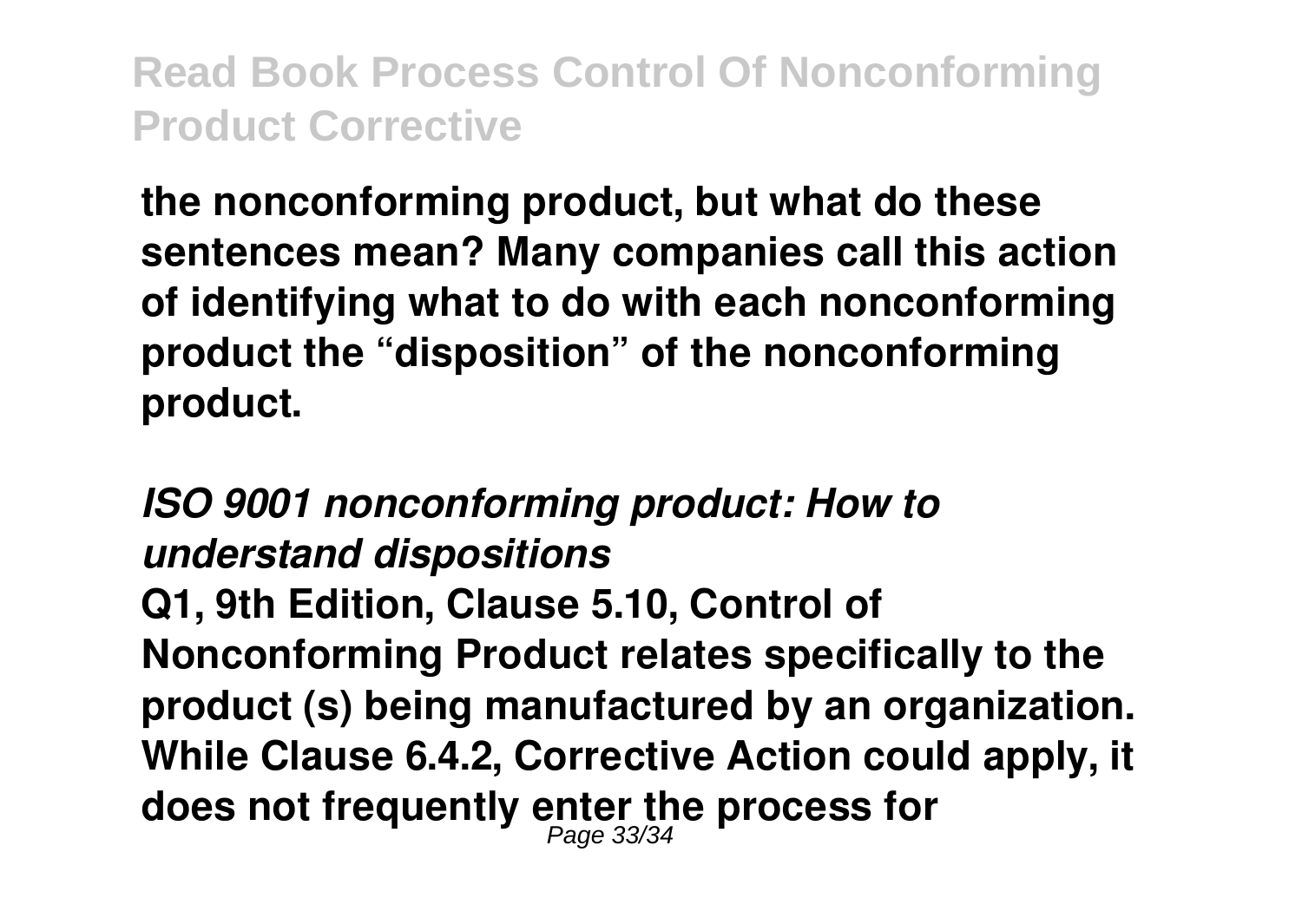**the nonconforming product, but what do these sentences mean? Many companies call this action of identifying what to do with each nonconforming product the "disposition" of the nonconforming product.**

***ISO 9001 nonconforming product: How to understand dispositions***

**Q1, 9th Edition, Clause 5.10, Control of Nonconforming Product relates specifically to the product (s) being manufactured by an organization. While Clause 6.4.2, Corrective Action could apply, it does not frequently enter the process for**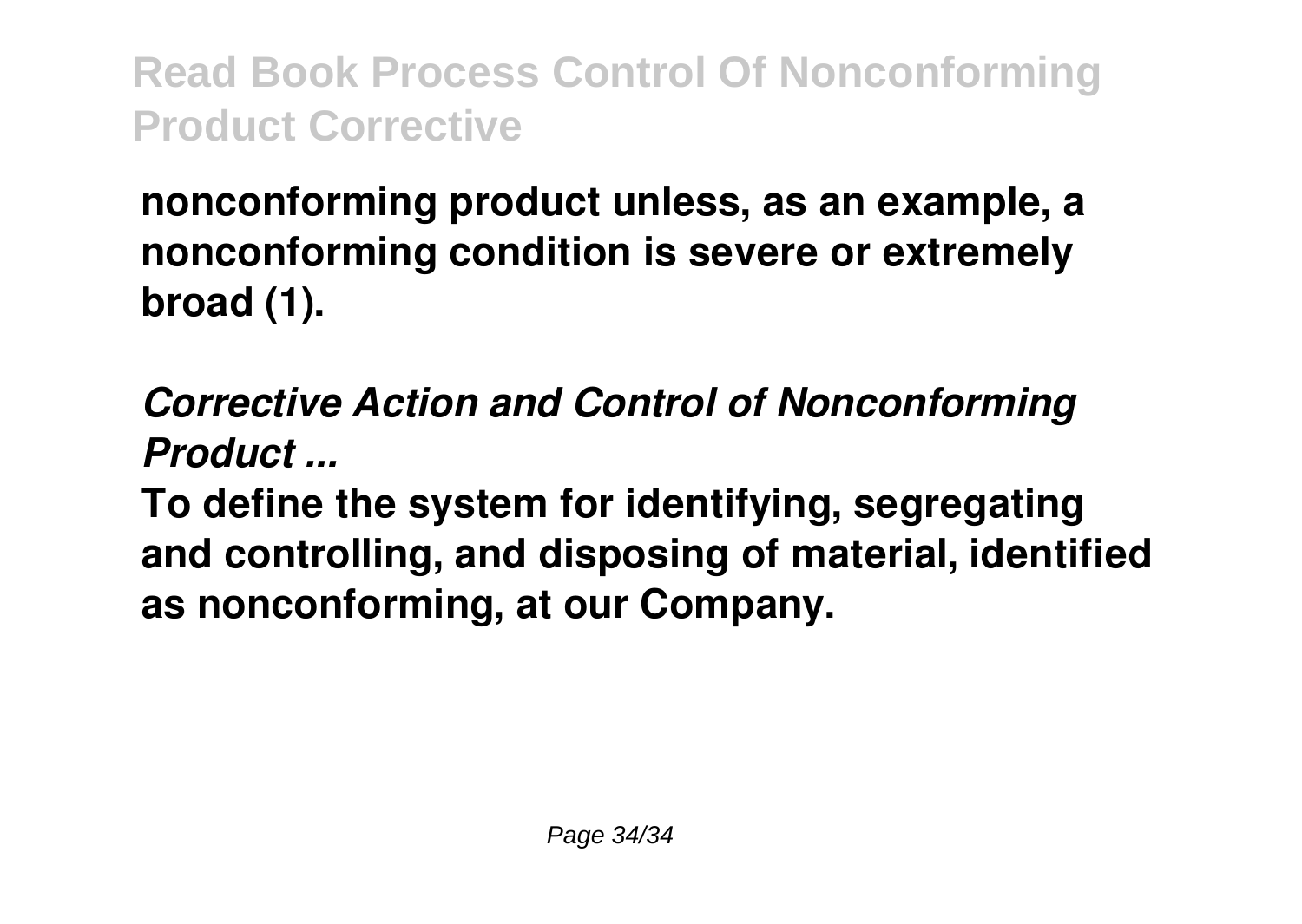**nonconforming product unless, as an example, a nonconforming condition is severe or extremely broad (1).**

***Corrective Action and Control of Nonconforming Product ...***

**To define the system for identifying, segregating and controlling, and disposing of material, identified as nonconforming, at our Company.**